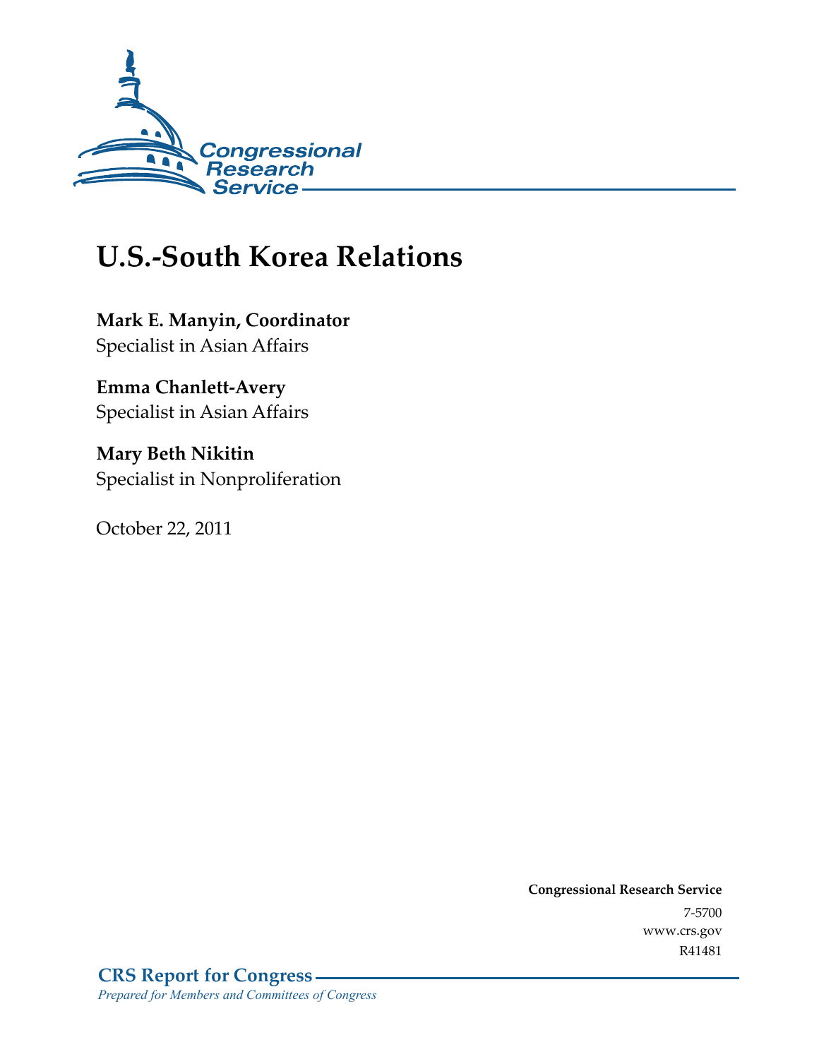Congressional Research Service

# U.S.-South Korea Relations

**Mark E. Manyin, Coordinator**
Specialist in Asian Affairs

**Emma Chanlett-Avery**
Specialist in Asian Affairs

**Mary Beth Nikitin**
Specialist in Nonproliferation

October 22, 2011

**Congressional Research Service**
7-5700
www.crs.gov
R41481

**CRS Report for Congress**
*Prepared for Members and Committees of Congress*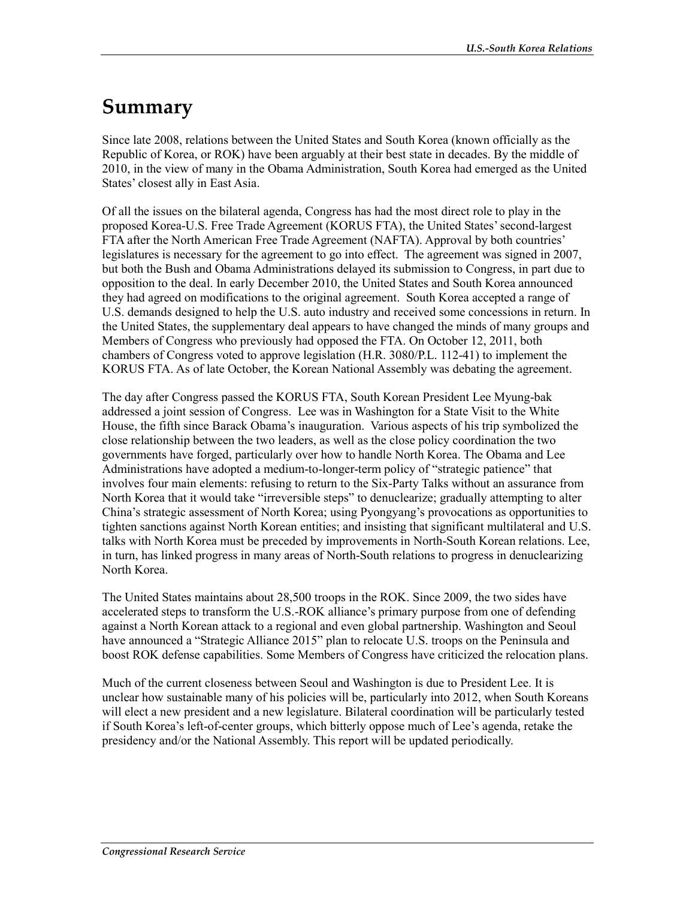# Summary

Since late 2008, relations between the United States and South Korea (known officially as the Republic of Korea, or ROK) have been arguably at their best state in decades. By the middle of 2010, in the view of many in the Obama Administration, South Korea had emerged as the United States' closest ally in East Asia.

Of all the issues on the bilateral agenda, Congress has had the most direct role to play in the proposed Korea-U.S. Free Trade Agreement (KORUS FTA), the United States' second-largest FTA after the North American Free Trade Agreement (NAFTA). Approval by both countries' legislatures is necessary for the agreement to go into effect. The agreement was signed in 2007, but both the Bush and Obama Administrations delayed its submission to Congress, in part due to opposition to the deal. In early December 2010, the United States and South Korea announced they had agreed on modifications to the original agreement. South Korea accepted a range of U.S. demands designed to help the U.S. auto industry and received some concessions in return. In the United States, the supplementary deal appears to have changed the minds of many groups and Members of Congress who previously had opposed the FTA. On October 12, 2011, both chambers of Congress voted to approve legislation (H.R. 3080/P.L. 112-41) to implement the KORUS FTA. As of late October, the Korean National Assembly was debating the agreement.

The day after Congress passed the KORUS FTA, South Korean President Lee Myung-bak addressed a joint session of Congress. Lee was in Washington for a State Visit to the White House, the fifth since Barack Obama's inauguration. Various aspects of his trip symbolized the close relationship between the two leaders, as well as the close policy coordination the two governments have forged, particularly over how to handle North Korea. The Obama and Lee Administrations have adopted a medium-to-longer-term policy of "strategic patience" that involves four main elements: refusing to return to the Six-Party Talks without an assurance from North Korea that it would take "irreversible steps" to denuclearize; gradually attempting to alter China's strategic assessment of North Korea; using Pyongyang's provocations as opportunities to tighten sanctions against North Korean entities; and insisting that significant multilateral and U.S. talks with North Korea must be preceded by improvements in North-South Korean relations. Lee, in turn, has linked progress in many areas of North-South relations to progress in denuclearizing North Korea.

The United States maintains about 28,500 troops in the ROK. Since 2009, the two sides have accelerated steps to transform the U.S.-ROK alliance's primary purpose from one of defending against a North Korean attack to a regional and even global partnership. Washington and Seoul have announced a "Strategic Alliance 2015" plan to relocate U.S. troops on the Peninsula and boost ROK defense capabilities. Some Members of Congress have criticized the relocation plans.

Much of the current closeness between Seoul and Washington is due to President Lee. It is unclear how sustainable many of his policies will be, particularly into 2012, when South Koreans will elect a new president and a new legislature. Bilateral coordination will be particularly tested if South Korea's left-of-center groups, which bitterly oppose much of Lee's agenda, retake the presidency and/or the National Assembly. This report will be updated periodically.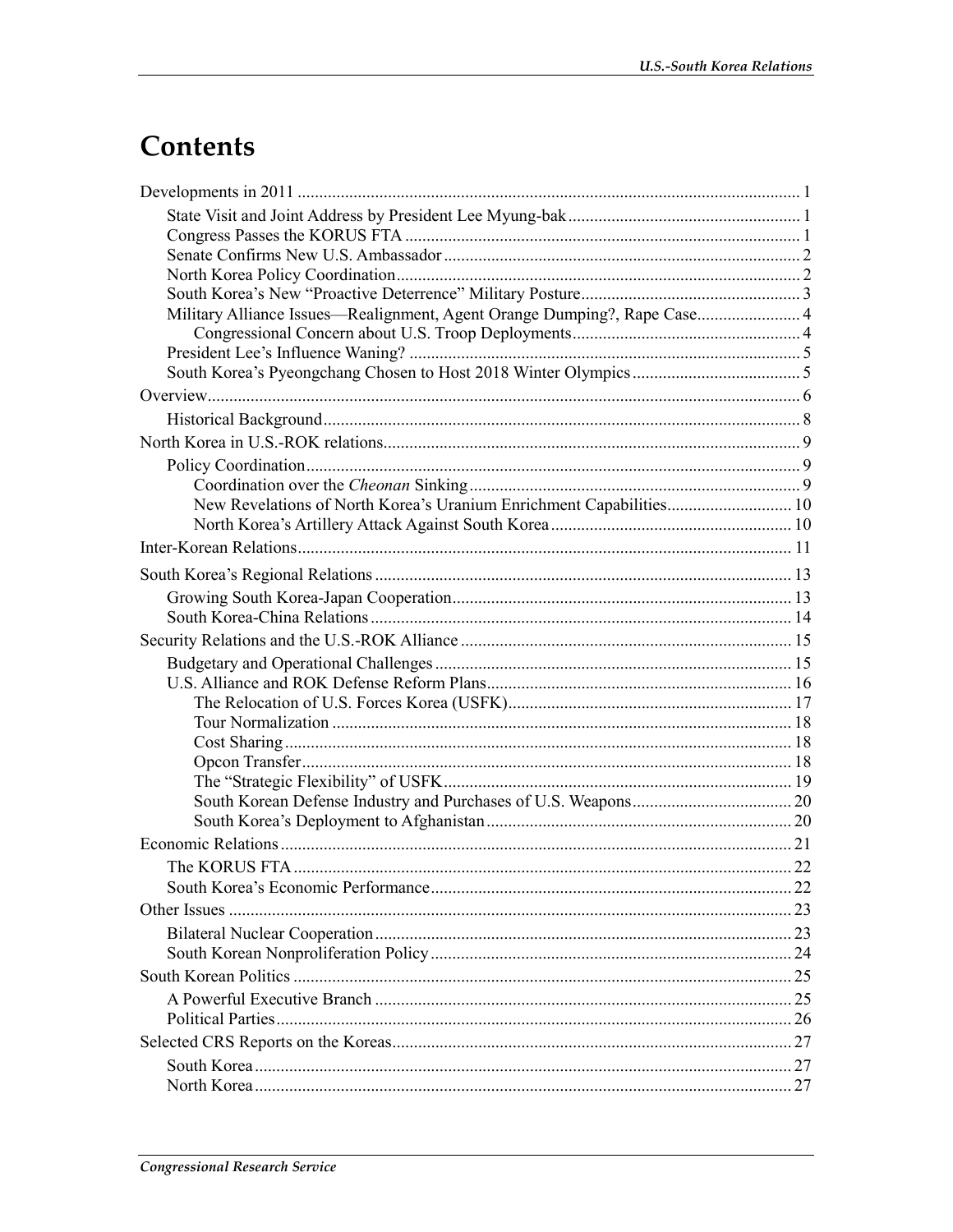# Contents

Developments in 2011 .................................................................................................................... 1

- State Visit and Joint Address by President Lee Myung-bak ..................................................... 1
- Congress Passes the KORUS FTA ........................................................................................... 1
- Senate Confirms New U.S. Ambassador .................................................................................. 2
- North Korea Policy Coordination ............................................................................................. 2
- South Korea's New "Proactive Deterrence" Military Posture ................................................... 3
- Military Alliance Issues—Realignment, Agent Orange Dumping?, Rape Case ........................ 4
  - Congressional Concern about U.S. Troop Deployments ..................................................... 4
- President Lee's Influence Waning? .......................................................................................... 5
- South Korea's Pyeongchang Chosen to Host 2018 Winter Olympics ....................................... 5

Overview ......................................................................................................................................... 6

- Historical Background .............................................................................................................. 8

North Korea in U.S.-ROK relations ................................................................................................ 9

- Policy Coordination .................................................................................................................. 9
  - Coordination over the *Cheonan* Sinking ............................................................................ 9
  - New Revelations of North Korea's Uranium Enrichment Capabilities ............................. 10
  - North Korea's Artillery Attack Against South Korea ........................................................ 10

Inter-Korean Relations .................................................................................................................. 11

South Korea's Regional Relations ................................................................................................ 13

- Growing South Korea-Japan Cooperation .............................................................................. 13
- South Korea-China Relations ................................................................................................. 14

Security Relations and the U.S.-ROK Alliance ............................................................................ 15

- Budgetary and Operational Challenges .................................................................................. 15
- U.S. Alliance and ROK Defense Reform Plans ...................................................................... 16
  - The Relocation of U.S. Forces Korea (USFK) ................................................................. 17
  - Tour Normalization .......................................................................................................... 18
  - Cost Sharing ..................................................................................................................... 18
  - Opcon Transfer ................................................................................................................. 18
  - The "Strategic Flexibility" of USFK ................................................................................ 19
  - South Korean Defense Industry and Purchases of U.S. Weapons ..................................... 20
  - South Korea's Deployment to Afghanistan ...................................................................... 20

Economic Relations ...................................................................................................................... 21

- The KORUS FTA ................................................................................................................... 22
- South Korea's Economic Performance ................................................................................... 22

Other Issues .................................................................................................................................. 23

- Bilateral Nuclear Cooperation ................................................................................................ 23
- South Korean Nonproliferation Policy ................................................................................... 24

South Korean Politics ................................................................................................................... 25

- A Powerful Executive Branch ................................................................................................ 25
- Political Parties ....................................................................................................................... 26

Selected CRS Reports on the Koreas ............................................................................................ 27

- South Korea ............................................................................................................................ 27
- North Korea ............................................................................................................................ 27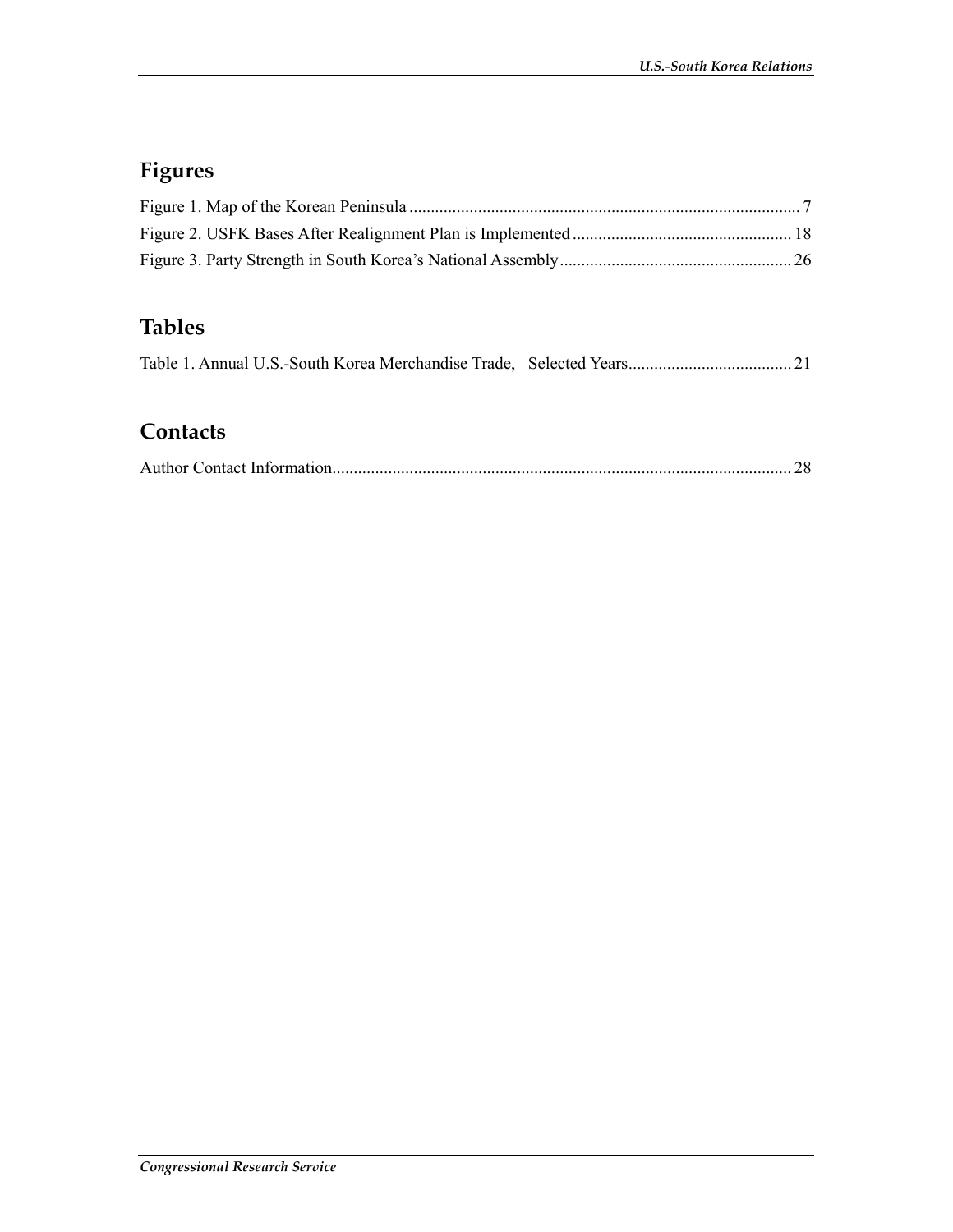## Figures

Figure 1. Map of the Korean Peninsula ........................................................................................... 7

Figure 2. USFK Bases After Realignment Plan is Implemented .................................................. 18

Figure 3. Party Strength in South Korea's National Assembly...................................................... 26

## Tables

Table 1. Annual U.S.-South Korea Merchandise Trade, Selected Years...................................... 21

## Contacts

Author Contact Information........................................................................................................... 28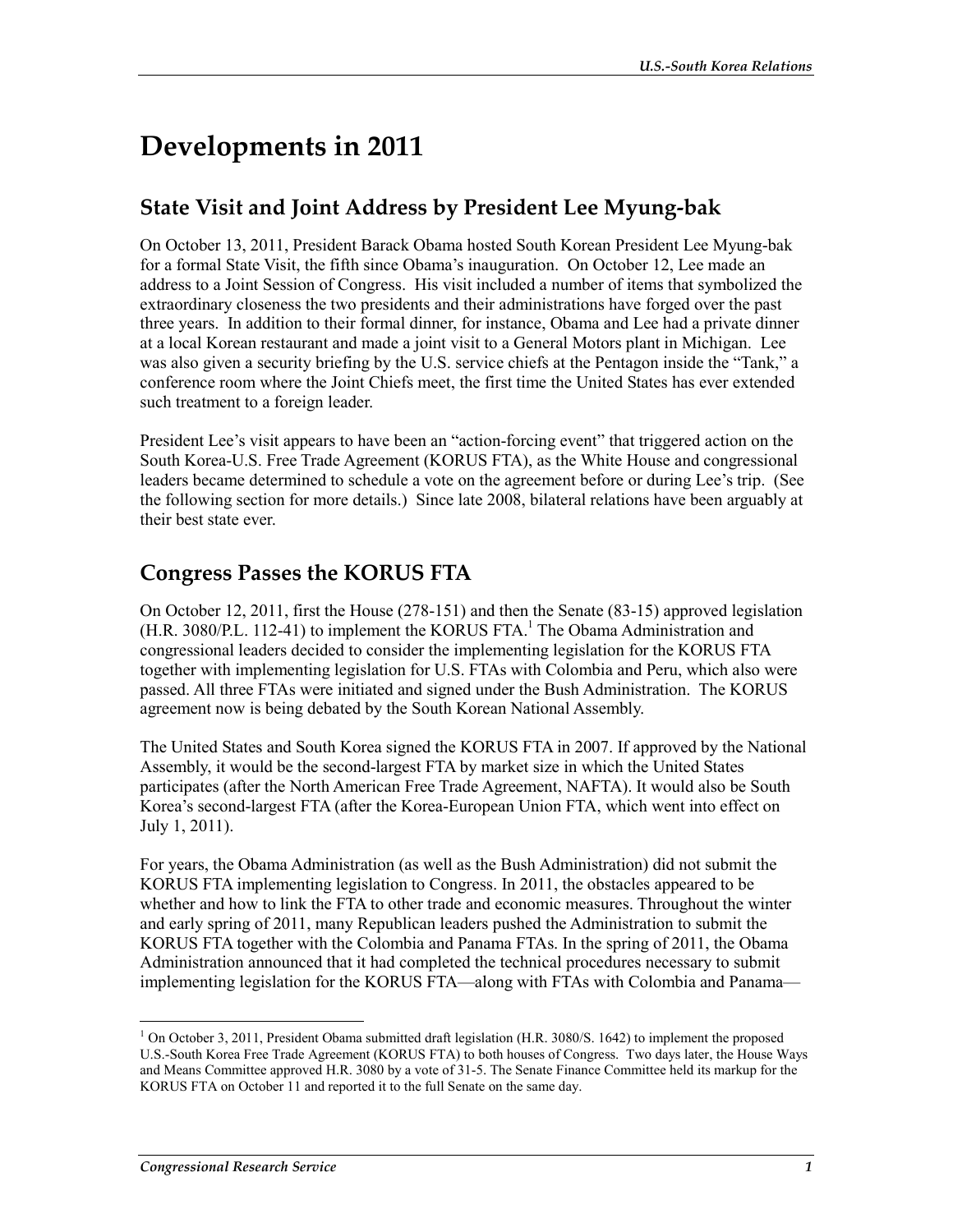# Developments in 2011

## State Visit and Joint Address by President Lee Myung-bak

On October 13, 2011, President Barack Obama hosted South Korean President Lee Myung-bak for a formal State Visit, the fifth since Obama's inauguration. On October 12, Lee made an address to a Joint Session of Congress. His visit included a number of items that symbolized the extraordinary closeness the two presidents and their administrations have forged over the past three years. In addition to their formal dinner, for instance, Obama and Lee had a private dinner at a local Korean restaurant and made a joint visit to a General Motors plant in Michigan. Lee was also given a security briefing by the U.S. service chiefs at the Pentagon inside the "Tank," a conference room where the Joint Chiefs meet, the first time the United States has ever extended such treatment to a foreign leader.

President Lee's visit appears to have been an "action-forcing event" that triggered action on the South Korea-U.S. Free Trade Agreement (KORUS FTA), as the White House and congressional leaders became determined to schedule a vote on the agreement before or during Lee's trip. (See the following section for more details.) Since late 2008, bilateral relations have been arguably at their best state ever.

## Congress Passes the KORUS FTA

On October 12, 2011, first the House (278-151) and then the Senate (83-15) approved legislation (H.R. 3080/P.L. 112-41) to implement the KORUS FTA.[1] The Obama Administration and congressional leaders decided to consider the implementing legislation for the KORUS FTA together with implementing legislation for U.S. FTAs with Colombia and Peru, which also were passed. All three FTAs were initiated and signed under the Bush Administration. The KORUS agreement now is being debated by the South Korean National Assembly.

The United States and South Korea signed the KORUS FTA in 2007. If approved by the National Assembly, it would be the second-largest FTA by market size in which the United States participates (after the North American Free Trade Agreement, NAFTA). It would also be South Korea's second-largest FTA (after the Korea-European Union FTA, which went into effect on July 1, 2011).

For years, the Obama Administration (as well as the Bush Administration) did not submit the KORUS FTA implementing legislation to Congress. In 2011, the obstacles appeared to be whether and how to link the FTA to other trade and economic measures. Throughout the winter and early spring of 2011, many Republican leaders pushed the Administration to submit the KORUS FTA together with the Colombia and Panama FTAs. In the spring of 2011, the Obama Administration announced that it had completed the technical procedures necessary to submit implementing legislation for the KORUS FTA—along with FTAs with Colombia and Panama—

[1] On October 3, 2011, President Obama submitted draft legislation (H.R. 3080/S. 1642) to implement the proposed U.S.-South Korea Free Trade Agreement (KORUS FTA) to both houses of Congress. Two days later, the House Ways and Means Committee approved H.R. 3080 by a vote of 31-5. The Senate Finance Committee held its markup for the KORUS FTA on October 11 and reported it to the full Senate on the same day.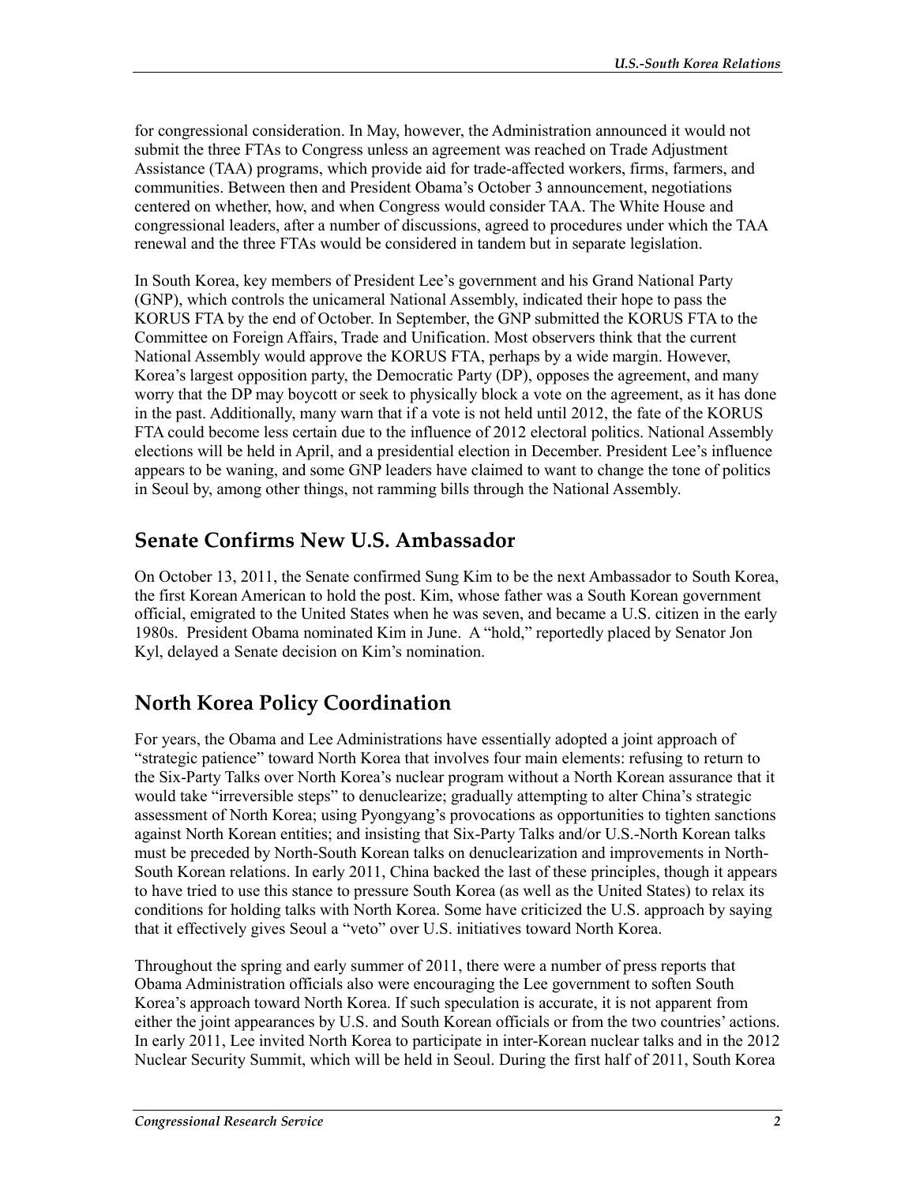for congressional consideration. In May, however, the Administration announced it would not submit the three FTAs to Congress unless an agreement was reached on Trade Adjustment Assistance (TAA) programs, which provide aid for trade-affected workers, firms, farmers, and communities. Between then and President Obama's October 3 announcement, negotiations centered on whether, how, and when Congress would consider TAA. The White House and congressional leaders, after a number of discussions, agreed to procedures under which the TAA renewal and the three FTAs would be considered in tandem but in separate legislation.

In South Korea, key members of President Lee's government and his Grand National Party (GNP), which controls the unicameral National Assembly, indicated their hope to pass the KORUS FTA by the end of October. In September, the GNP submitted the KORUS FTA to the Committee on Foreign Affairs, Trade and Unification. Most observers think that the current National Assembly would approve the KORUS FTA, perhaps by a wide margin. However, Korea's largest opposition party, the Democratic Party (DP), opposes the agreement, and many worry that the DP may boycott or seek to physically block a vote on the agreement, as it has done in the past. Additionally, many warn that if a vote is not held until 2012, the fate of the KORUS FTA could become less certain due to the influence of 2012 electoral politics. National Assembly elections will be held in April, and a presidential election in December. President Lee's influence appears to be waning, and some GNP leaders have claimed to want to change the tone of politics in Seoul by, among other things, not ramming bills through the National Assembly.

## Senate Confirms New U.S. Ambassador

On October 13, 2011, the Senate confirmed Sung Kim to be the next Ambassador to South Korea, the first Korean American to hold the post. Kim, whose father was a South Korean government official, emigrated to the United States when he was seven, and became a U.S. citizen in the early 1980s. President Obama nominated Kim in June. A "hold," reportedly placed by Senator Jon Kyl, delayed a Senate decision on Kim's nomination.

## North Korea Policy Coordination

For years, the Obama and Lee Administrations have essentially adopted a joint approach of "strategic patience" toward North Korea that involves four main elements: refusing to return to the Six-Party Talks over North Korea's nuclear program without a North Korean assurance that it would take "irreversible steps" to denuclearize; gradually attempting to alter China's strategic assessment of North Korea; using Pyongyang's provocations as opportunities to tighten sanctions against North Korean entities; and insisting that Six-Party Talks and/or U.S.-North Korean talks must be preceded by North-South Korean talks on denuclearization and improvements in North-South Korean relations. In early 2011, China backed the last of these principles, though it appears to have tried to use this stance to pressure South Korea (as well as the United States) to relax its conditions for holding talks with North Korea. Some have criticized the U.S. approach by saying that it effectively gives Seoul a "veto" over U.S. initiatives toward North Korea.

Throughout the spring and early summer of 2011, there were a number of press reports that Obama Administration officials also were encouraging the Lee government to soften South Korea's approach toward North Korea. If such speculation is accurate, it is not apparent from either the joint appearances by U.S. and South Korean officials or from the two countries' actions. In early 2011, Lee invited North Korea to participate in inter-Korean nuclear talks and in the 2012 Nuclear Security Summit, which will be held in Seoul. During the first half of 2011, South Korea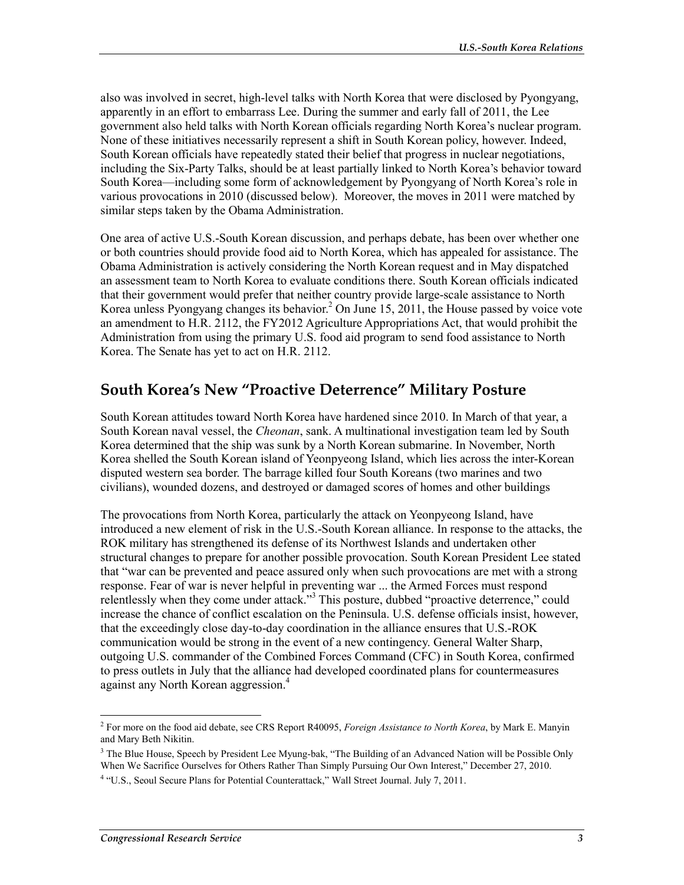also was involved in secret, high-level talks with North Korea that were disclosed by Pyongyang, apparently in an effort to embarrass Lee. During the summer and early fall of 2011, the Lee government also held talks with North Korean officials regarding North Korea's nuclear program. None of these initiatives necessarily represent a shift in South Korean policy, however. Indeed, South Korean officials have repeatedly stated their belief that progress in nuclear negotiations, including the Six-Party Talks, should be at least partially linked to North Korea's behavior toward South Korea—including some form of acknowledgement by Pyongyang of North Korea's role in various provocations in 2010 (discussed below). Moreover, the moves in 2011 were matched by similar steps taken by the Obama Administration.

One area of active U.S.-South Korean discussion, and perhaps debate, has been over whether one or both countries should provide food aid to North Korea, which has appealed for assistance. The Obama Administration is actively considering the North Korean request and in May dispatched an assessment team to North Korea to evaluate conditions there. South Korean officials indicated that their government would prefer that neither country provide large-scale assistance to North Korea unless Pyongyang changes its behavior.[2] On June 15, 2011, the House passed by voice vote an amendment to H.R. 2112, the FY2012 Agriculture Appropriations Act, that would prohibit the Administration from using the primary U.S. food aid program to send food assistance to North Korea. The Senate has yet to act on H.R. 2112.

## South Korea's New "Proactive Deterrence" Military Posture

South Korean attitudes toward North Korea have hardened since 2010. In March of that year, a South Korean naval vessel, the *Cheonan*, sank. A multinational investigation team led by South Korea determined that the ship was sunk by a North Korean submarine. In November, North Korea shelled the South Korean island of Yeonpyeong Island, which lies across the inter-Korean disputed western sea border. The barrage killed four South Koreans (two marines and two civilians), wounded dozens, and destroyed or damaged scores of homes and other buildings

The provocations from North Korea, particularly the attack on Yeonpyeong Island, have introduced a new element of risk in the U.S.-South Korean alliance. In response to the attacks, the ROK military has strengthened its defense of its Northwest Islands and undertaken other structural changes to prepare for another possible provocation. South Korean President Lee stated that "war can be prevented and peace assured only when such provocations are met with a strong response. Fear of war is never helpful in preventing war ... the Armed Forces must respond relentlessly when they come under attack."[3] This posture, dubbed "proactive deterrence," could increase the chance of conflict escalation on the Peninsula. U.S. defense officials insist, however, that the exceedingly close day-to-day coordination in the alliance ensures that U.S.-ROK communication would be strong in the event of a new contingency. General Walter Sharp, outgoing U.S. commander of the Combined Forces Command (CFC) in South Korea, confirmed to press outlets in July that the alliance had developed coordinated plans for countermeasures against any North Korean aggression.[4]

---

[2] For more on the food aid debate, see CRS Report R40095, *Foreign Assistance to North Korea*, by Mark E. Manyin and Mary Beth Nikitin.

[3] The Blue House, Speech by President Lee Myung-bak, "The Building of an Advanced Nation will be Possible Only When We Sacrifice Ourselves for Others Rather Than Simply Pursuing Our Own Interest," December 27, 2010.

[4] "U.S., Seoul Secure Plans for Potential Counterattack," Wall Street Journal. July 7, 2011.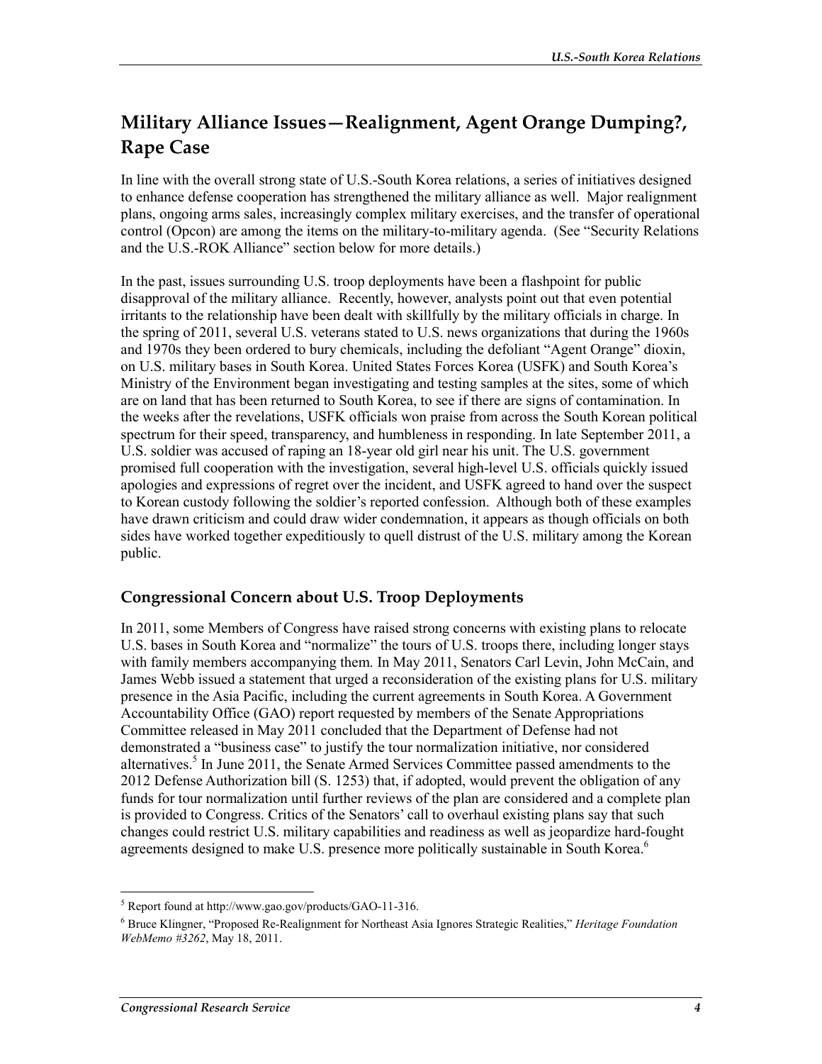## Military Alliance Issues—Realignment, Agent Orange Dumping?, Rape Case

In line with the overall strong state of U.S.-South Korea relations, a series of initiatives designed to enhance defense cooperation has strengthened the military alliance as well. Major realignment plans, ongoing arms sales, increasingly complex military exercises, and the transfer of operational control (Opcon) are among the items on the military-to-military agenda. (See "Security Relations and the U.S.-ROK Alliance" section below for more details.)

In the past, issues surrounding U.S. troop deployments have been a flashpoint for public disapproval of the military alliance. Recently, however, analysts point out that even potential irritants to the relationship have been dealt with skillfully by the military officials in charge. In the spring of 2011, several U.S. veterans stated to U.S. news organizations that during the 1960s and 1970s they been ordered to bury chemicals, including the defoliant "Agent Orange" dioxin, on U.S. military bases in South Korea. United States Forces Korea (USFK) and South Korea's Ministry of the Environment began investigating and testing samples at the sites, some of which are on land that has been returned to South Korea, to see if there are signs of contamination. In the weeks after the revelations, USFK officials won praise from across the South Korean political spectrum for their speed, transparency, and humbleness in responding. In late September 2011, a U.S. soldier was accused of raping an 18-year old girl near his unit. The U.S. government promised full cooperation with the investigation, several high-level U.S. officials quickly issued apologies and expressions of regret over the incident, and USFK agreed to hand over the suspect to Korean custody following the soldier's reported confession. Although both of these examples have drawn criticism and could draw wider condemnation, it appears as though officials on both sides have worked together expeditiously to quell distrust of the U.S. military among the Korean public.

### Congressional Concern about U.S. Troop Deployments

In 2011, some Members of Congress have raised strong concerns with existing plans to relocate U.S. bases in South Korea and "normalize" the tours of U.S. troops there, including longer stays with family members accompanying them. In May 2011, Senators Carl Levin, John McCain, and James Webb issued a statement that urged a reconsideration of the existing plans for U.S. military presence in the Asia Pacific, including the current agreements in South Korea. A Government Accountability Office (GAO) report requested by members of the Senate Appropriations Committee released in May 2011 concluded that the Department of Defense had not demonstrated a "business case" to justify the tour normalization initiative, nor considered alternatives.[5] In June 2011, the Senate Armed Services Committee passed amendments to the 2012 Defense Authorization bill (S. 1253) that, if adopted, would prevent the obligation of any funds for tour normalization until further reviews of the plan are considered and a complete plan is provided to Congress. Critics of the Senators' call to overhaul existing plans say that such changes could restrict U.S. military capabilities and readiness as well as jeopardize hard-fought agreements designed to make U.S. presence more politically sustainable in South Korea.[6]

---

[5] Report found at http://www.gao.gov/products/GAO-11-316.

[6] Bruce Klingner, "Proposed Re-Realignment for Northeast Asia Ignores Strategic Realities," *Heritage Foundation WebMemo #3262*, May 18, 2011.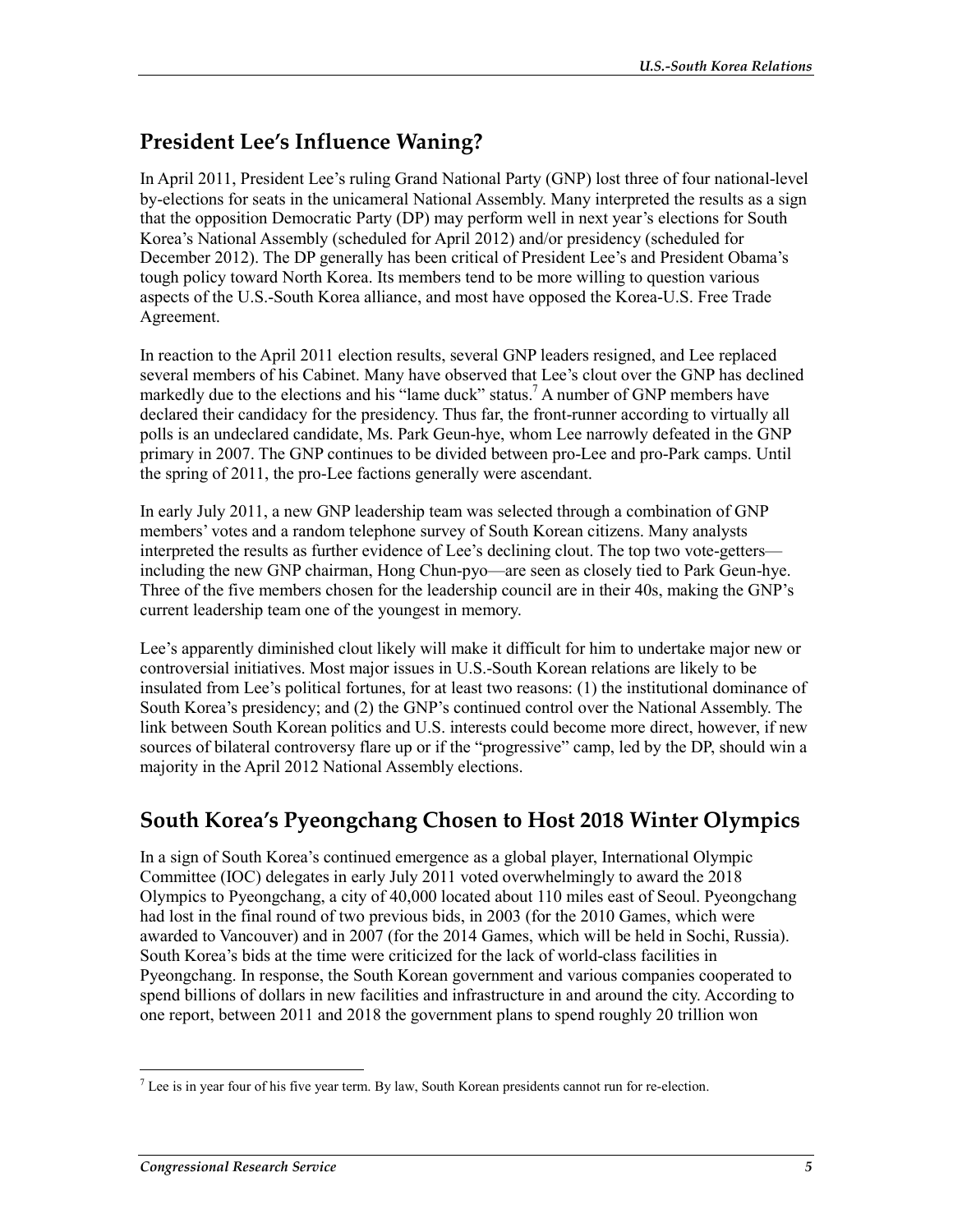## President Lee's Influence Waning?

In April 2011, President Lee's ruling Grand National Party (GNP) lost three of four national-level by-elections for seats in the unicameral National Assembly. Many interpreted the results as a sign that the opposition Democratic Party (DP) may perform well in next year's elections for South Korea's National Assembly (scheduled for April 2012) and/or presidency (scheduled for December 2012). The DP generally has been critical of President Lee's and President Obama's tough policy toward North Korea. Its members tend to be more willing to question various aspects of the U.S.-South Korea alliance, and most have opposed the Korea-U.S. Free Trade Agreement.

In reaction to the April 2011 election results, several GNP leaders resigned, and Lee replaced several members of his Cabinet. Many have observed that Lee's clout over the GNP has declined markedly due to the elections and his "lame duck" status.[7] A number of GNP members have declared their candidacy for the presidency. Thus far, the front-runner according to virtually all polls is an undeclared candidate, Ms. Park Geun-hye, whom Lee narrowly defeated in the GNP primary in 2007. The GNP continues to be divided between pro-Lee and pro-Park camps. Until the spring of 2011, the pro-Lee factions generally were ascendant.

In early July 2011, a new GNP leadership team was selected through a combination of GNP members' votes and a random telephone survey of South Korean citizens. Many analysts interpreted the results as further evidence of Lee's declining clout. The top two vote-getters—including the new GNP chairman, Hong Chun-pyo—are seen as closely tied to Park Geun-hye. Three of the five members chosen for the leadership council are in their 40s, making the GNP's current leadership team one of the youngest in memory.

Lee's apparently diminished clout likely will make it difficult for him to undertake major new or controversial initiatives. Most major issues in U.S.-South Korean relations are likely to be insulated from Lee's political fortunes, for at least two reasons: (1) the institutional dominance of South Korea's presidency; and (2) the GNP's continued control over the National Assembly. The link between South Korean politics and U.S. interests could become more direct, however, if new sources of bilateral controversy flare up or if the "progressive" camp, led by the DP, should win a majority in the April 2012 National Assembly elections.

## South Korea's Pyeongchang Chosen to Host 2018 Winter Olympics

In a sign of South Korea's continued emergence as a global player, International Olympic Committee (IOC) delegates in early July 2011 voted overwhelmingly to award the 2018 Olympics to Pyeongchang, a city of 40,000 located about 110 miles east of Seoul. Pyeongchang had lost in the final round of two previous bids, in 2003 (for the 2010 Games, which were awarded to Vancouver) and in 2007 (for the 2014 Games, which will be held in Sochi, Russia). South Korea's bids at the time were criticized for the lack of world-class facilities in Pyeongchang. In response, the South Korean government and various companies cooperated to spend billions of dollars in new facilities and infrastructure in and around the city. According to one report, between 2011 and 2018 the government plans to spend roughly 20 trillion won

---

[7] Lee is in year four of his five year term. By law, South Korean presidents cannot run for re-election.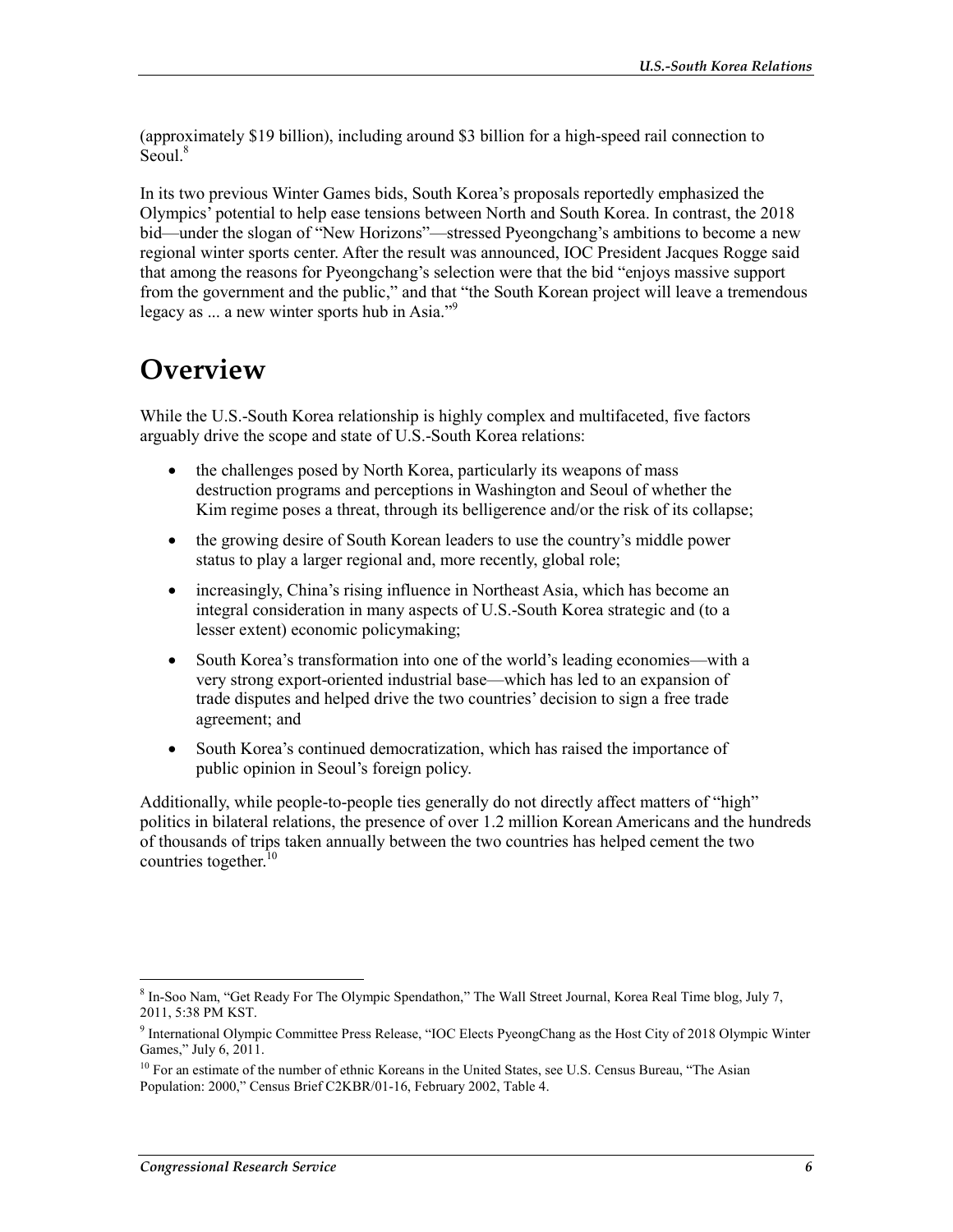(approximately $19 billion), including around $3 billion for a high-speed rail connection to Seoul.[8]

In its two previous Winter Games bids, South Korea's proposals reportedly emphasized the Olympics' potential to help ease tensions between North and South Korea. In contrast, the 2018 bid—under the slogan of "New Horizons"—stressed Pyeongchang's ambitions to become a new regional winter sports center. After the result was announced, IOC President Jacques Rogge said that among the reasons for Pyeongchang's selection were that the bid "enjoys massive support from the government and the public," and that "the South Korean project will leave a tremendous legacy as ... a new winter sports hub in Asia."[9]

# Overview

While the U.S.-South Korea relationship is highly complex and multifaceted, five factors arguably drive the scope and state of U.S.-South Korea relations:

- the challenges posed by North Korea, particularly its weapons of mass destruction programs and perceptions in Washington and Seoul of whether the Kim regime poses a threat, through its belligerence and/or the risk of its collapse;
- the growing desire of South Korean leaders to use the country's middle power status to play a larger regional and, more recently, global role;
- increasingly, China's rising influence in Northeast Asia, which has become an integral consideration in many aspects of U.S.-South Korea strategic and (to a lesser extent) economic policymaking;
- South Korea's transformation into one of the world's leading economies—with a very strong export-oriented industrial base—which has led to an expansion of trade disputes and helped drive the two countries' decision to sign a free trade agreement; and
- South Korea's continued democratization, which has raised the importance of public opinion in Seoul's foreign policy.

Additionally, while people-to-people ties generally do not directly affect matters of "high" politics in bilateral relations, the presence of over 1.2 million Korean Americans and the hundreds of thousands of trips taken annually between the two countries has helped cement the two countries together.[10]

---

[8] In-Soo Nam, "Get Ready For The Olympic Spendathon," The Wall Street Journal, Korea Real Time blog, July 7, 2011, 5:38 PM KST.

[9] International Olympic Committee Press Release, "IOC Elects PyeongChang as the Host City of 2018 Olympic Winter Games," July 6, 2011.

[10] For an estimate of the number of ethnic Koreans in the United States, see U.S. Census Bureau, "The Asian Population: 2000," Census Brief C2KBR/01-16, February 2002, Table 4.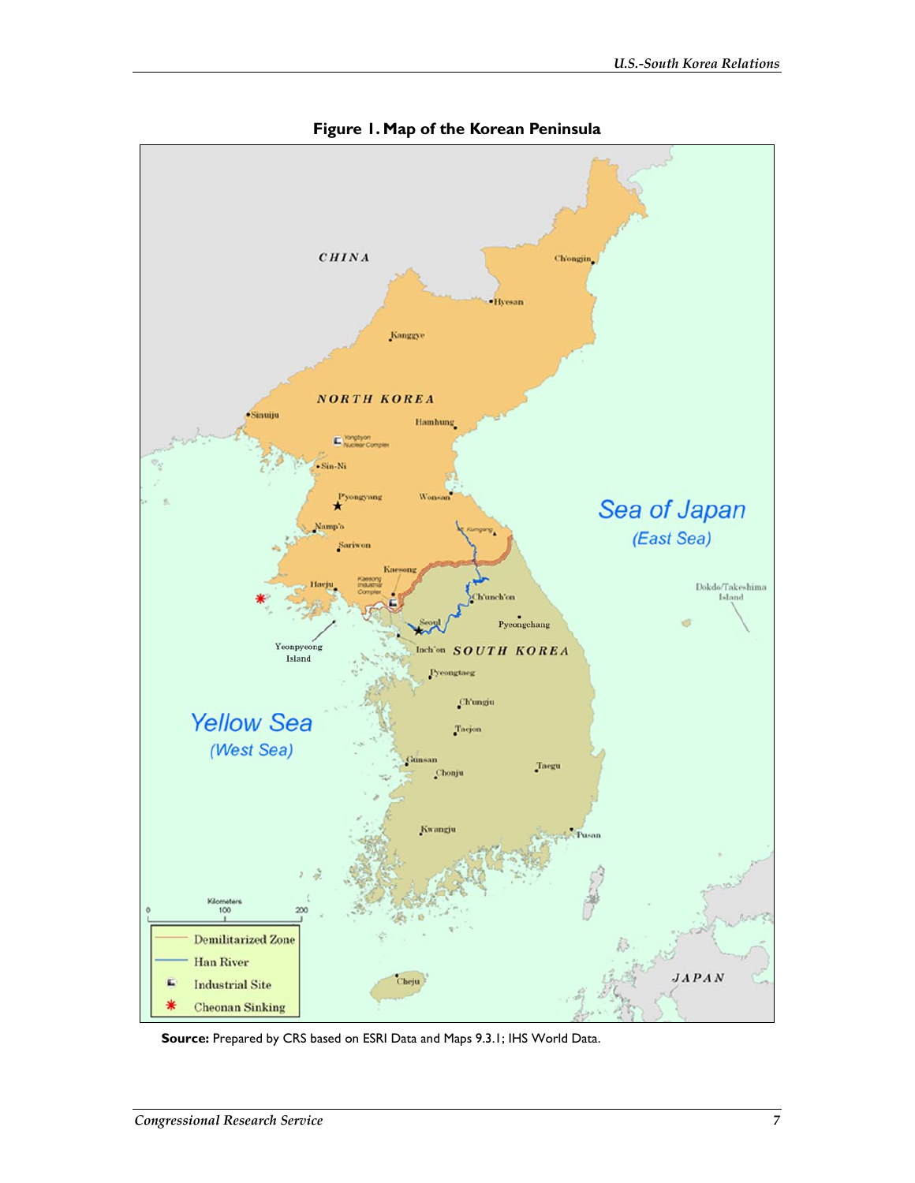**Figure 1. Map of the Korean Peninsula**

**Source:** Prepared by CRS based on ESRI Data and Maps 9.3.1; IHS World Data.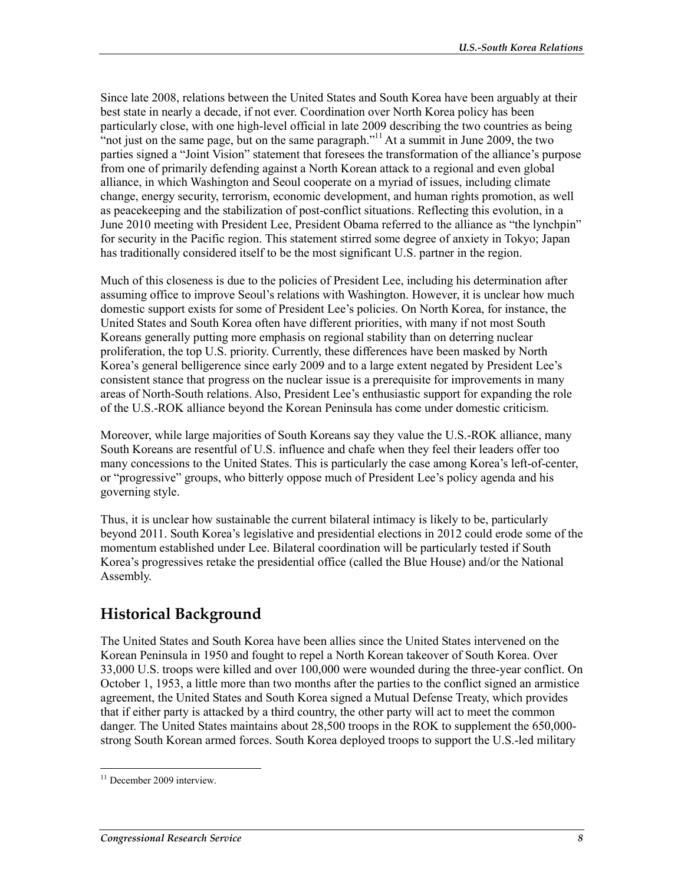Since late 2008, relations between the United States and South Korea have been arguably at their best state in nearly a decade, if not ever. Coordination over North Korea policy has been particularly close, with one high-level official in late 2009 describing the two countries as being "not just on the same page, but on the same paragraph."[11] At a summit in June 2009, the two parties signed a "Joint Vision" statement that foresees the transformation of the alliance's purpose from one of primarily defending against a North Korean attack to a regional and even global alliance, in which Washington and Seoul cooperate on a myriad of issues, including climate change, energy security, terrorism, economic development, and human rights promotion, as well as peacekeeping and the stabilization of post-conflict situations. Reflecting this evolution, in a June 2010 meeting with President Lee, President Obama referred to the alliance as "the lynchpin" for security in the Pacific region. This statement stirred some degree of anxiety in Tokyo; Japan has traditionally considered itself to be the most significant U.S. partner in the region.

Much of this closeness is due to the policies of President Lee, including his determination after assuming office to improve Seoul's relations with Washington. However, it is unclear how much domestic support exists for some of President Lee's policies. On North Korea, for instance, the United States and South Korea often have different priorities, with many if not most South Koreans generally putting more emphasis on regional stability than on deterring nuclear proliferation, the top U.S. priority. Currently, these differences have been masked by North Korea's general belligerence since early 2009 and to a large extent negated by President Lee's consistent stance that progress on the nuclear issue is a prerequisite for improvements in many areas of North-South relations. Also, President Lee's enthusiastic support for expanding the role of the U.S.-ROK alliance beyond the Korean Peninsula has come under domestic criticism.

Moreover, while large majorities of South Koreans say they value the U.S.-ROK alliance, many South Koreans are resentful of U.S. influence and chafe when they feel their leaders offer too many concessions to the United States. This is particularly the case among Korea's left-of-center, or "progressive" groups, who bitterly oppose much of President Lee's policy agenda and his governing style.

Thus, it is unclear how sustainable the current bilateral intimacy is likely to be, particularly beyond 2011. South Korea's legislative and presidential elections in 2012 could erode some of the momentum established under Lee. Bilateral coordination will be particularly tested if South Korea's progressives retake the presidential office (called the Blue House) and/or the National Assembly.

## Historical Background

The United States and South Korea have been allies since the United States intervened on the Korean Peninsula in 1950 and fought to repel a North Korean takeover of South Korea. Over 33,000 U.S. troops were killed and over 100,000 were wounded during the three-year conflict. On October 1, 1953, a little more than two months after the parties to the conflict signed an armistice agreement, the United States and South Korea signed a Mutual Defense Treaty, which provides that if either party is attacked by a third country, the other party will act to meet the common danger. The United States maintains about 28,500 troops in the ROK to supplement the 650,000-strong South Korean armed forces. South Korea deployed troops to support the U.S.-led military

---

[11] December 2009 interview.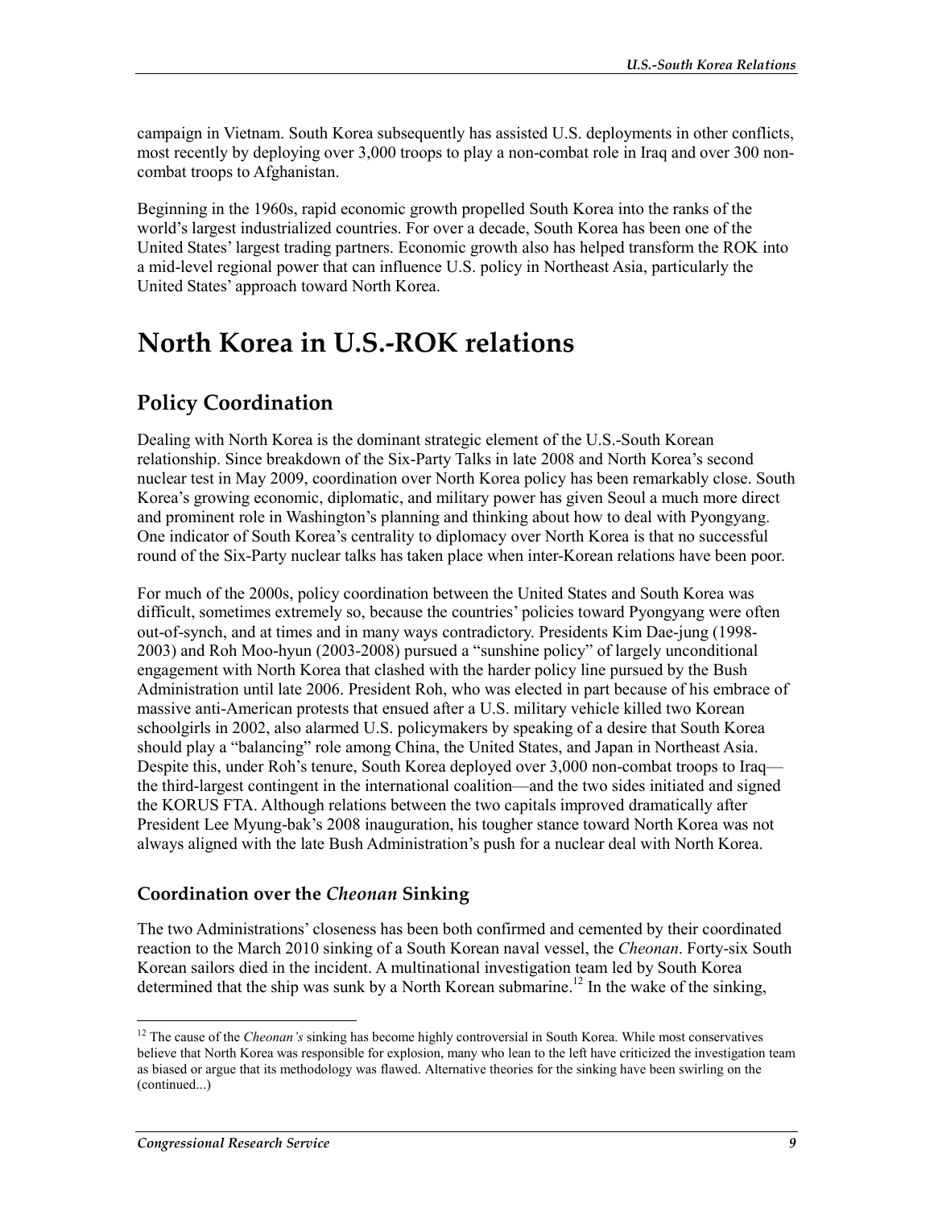campaign in Vietnam. South Korea subsequently has assisted U.S. deployments in other conflicts, most recently by deploying over 3,000 troops to play a non-combat role in Iraq and over 300 non-combat troops to Afghanistan.

Beginning in the 1960s, rapid economic growth propelled South Korea into the ranks of the world's largest industrialized countries. For over a decade, South Korea has been one of the United States' largest trading partners. Economic growth also has helped transform the ROK into a mid-level regional power that can influence U.S. policy in Northeast Asia, particularly the United States' approach toward North Korea.

# North Korea in U.S.-ROK relations

## Policy Coordination

Dealing with North Korea is the dominant strategic element of the U.S.-South Korean relationship. Since breakdown of the Six-Party Talks in late 2008 and North Korea's second nuclear test in May 2009, coordination over North Korea policy has been remarkably close. South Korea's growing economic, diplomatic, and military power has given Seoul a much more direct and prominent role in Washington's planning and thinking about how to deal with Pyongyang. One indicator of South Korea's centrality to diplomacy over North Korea is that no successful round of the Six-Party nuclear talks has taken place when inter-Korean relations have been poor.

For much of the 2000s, policy coordination between the United States and South Korea was difficult, sometimes extremely so, because the countries' policies toward Pyongyang were often out-of-synch, and at times and in many ways contradictory. Presidents Kim Dae-jung (1998-2003) and Roh Moo-hyun (2003-2008) pursued a "sunshine policy" of largely unconditional engagement with North Korea that clashed with the harder policy line pursued by the Bush Administration until late 2006. President Roh, who was elected in part because of his embrace of massive anti-American protests that ensued after a U.S. military vehicle killed two Korean schoolgirls in 2002, also alarmed U.S. policymakers by speaking of a desire that South Korea should play a "balancing" role among China, the United States, and Japan in Northeast Asia. Despite this, under Roh's tenure, South Korea deployed over 3,000 non-combat troops to Iraq—the third-largest contingent in the international coalition—and the two sides initiated and signed the KORUS FTA. Although relations between the two capitals improved dramatically after President Lee Myung-bak's 2008 inauguration, his tougher stance toward North Korea was not always aligned with the late Bush Administration's push for a nuclear deal with North Korea.

### Coordination over the *Cheonan* Sinking

The two Administrations' closeness has been both confirmed and cemented by their coordinated reaction to the March 2010 sinking of a South Korean naval vessel, the *Cheonan*. Forty-six South Korean sailors died in the incident. A multinational investigation team led by South Korea determined that the ship was sunk by a North Korean submarine.[12] In the wake of the sinking,

[12] The cause of the *Cheonan's* sinking has become highly controversial in South Korea. While most conservatives believe that North Korea was responsible for explosion, many who lean to the left have criticized the investigation team as biased or argue that its methodology was flawed. Alternative theories for the sinking have been swirling on the (continued...)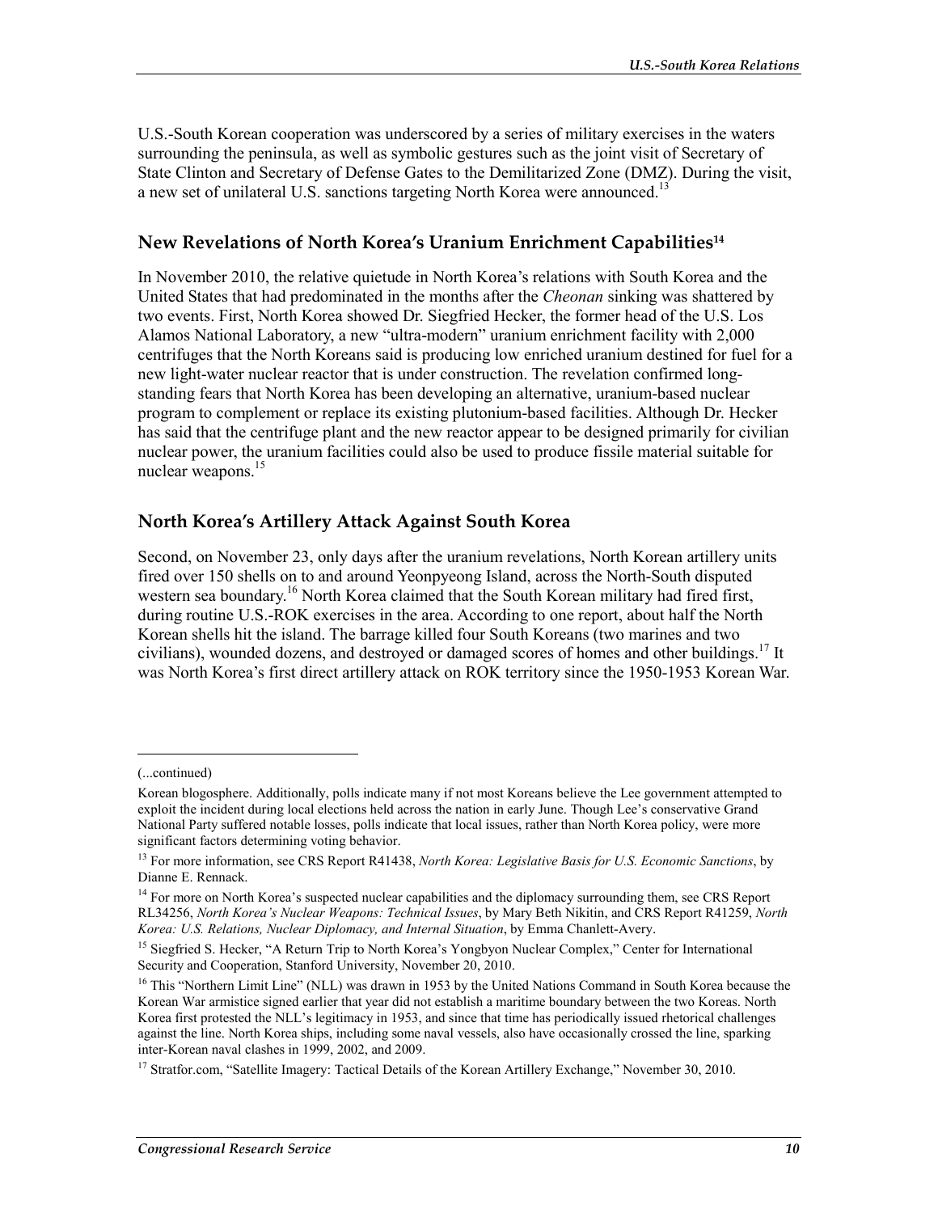U.S.-South Korean cooperation was underscored by a series of military exercises in the waters surrounding the peninsula, as well as symbolic gestures such as the joint visit of Secretary of State Clinton and Secretary of Defense Gates to the Demilitarized Zone (DMZ). During the visit, a new set of unilateral U.S. sanctions targeting North Korea were announced.[13]

### New Revelations of North Korea's Uranium Enrichment Capabilities[14]

In November 2010, the relative quietude in North Korea's relations with South Korea and the United States that had predominated in the months after the *Cheonan* sinking was shattered by two events. First, North Korea showed Dr. Siegfried Hecker, the former head of the U.S. Los Alamos National Laboratory, a new "ultra-modern" uranium enrichment facility with 2,000 centrifuges that the North Koreans said is producing low enriched uranium destined for fuel for a new light-water nuclear reactor that is under construction. The revelation confirmed long-standing fears that North Korea has been developing an alternative, uranium-based nuclear program to complement or replace its existing plutonium-based facilities. Although Dr. Hecker has said that the centrifuge plant and the new reactor appear to be designed primarily for civilian nuclear power, the uranium facilities could also be used to produce fissile material suitable for nuclear weapons.[15]

### North Korea's Artillery Attack Against South Korea

Second, on November 23, only days after the uranium revelations, North Korean artillery units fired over 150 shells on to and around Yeonpyeong Island, across the North-South disputed western sea boundary.[16] North Korea claimed that the South Korean military had fired first, during routine U.S.-ROK exercises in the area. According to one report, about half the North Korean shells hit the island. The barrage killed four South Koreans (two marines and two civilians), wounded dozens, and destroyed or damaged scores of homes and other buildings.[17] It was North Korea's first direct artillery attack on ROK territory since the 1950-1953 Korean War.

---

(...continued)

Korean blogosphere. Additionally, polls indicate many if not most Koreans believe the Lee government attempted to exploit the incident during local elections held across the nation in early June. Though Lee's conservative Grand National Party suffered notable losses, polls indicate that local issues, rather than North Korea policy, were more significant factors determining voting behavior.

[13] For more information, see CRS Report R41438, *North Korea: Legislative Basis for U.S. Economic Sanctions*, by Dianne E. Rennack.

[14] For more on North Korea's suspected nuclear capabilities and the diplomacy surrounding them, see CRS Report RL34256, *North Korea's Nuclear Weapons: Technical Issues*, by Mary Beth Nikitin, and CRS Report R41259, *North Korea: U.S. Relations, Nuclear Diplomacy, and Internal Situation*, by Emma Chanlett-Avery.

[15] Siegfried S. Hecker, "A Return Trip to North Korea's Yongbyon Nuclear Complex," Center for International Security and Cooperation, Stanford University, November 20, 2010.

[16] This "Northern Limit Line" (NLL) was drawn in 1953 by the United Nations Command in South Korea because the Korean War armistice signed earlier that year did not establish a maritime boundary between the two Koreas. North Korea first protested the NLL's legitimacy in 1953, and since that time has periodically issued rhetorical challenges against the line. North Korea ships, including some naval vessels, also have occasionally crossed the line, sparking inter-Korean naval clashes in 1999, 2002, and 2009.

[17] Stratfor.com, "Satellite Imagery: Tactical Details of the Korean Artillery Exchange," November 30, 2010.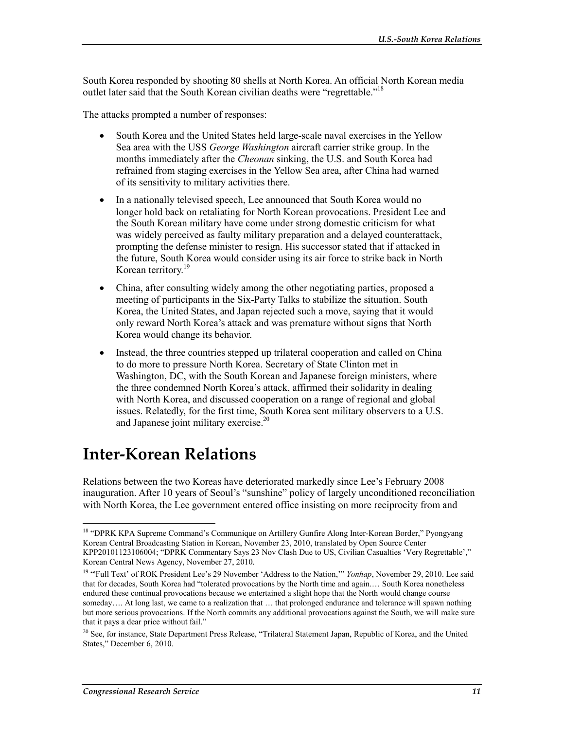South Korea responded by shooting 80 shells at North Korea. An official North Korean media outlet later said that the South Korean civilian deaths were "regrettable."[18]

The attacks prompted a number of responses:

- South Korea and the United States held large-scale naval exercises in the Yellow Sea area with the USS *George Washington* aircraft carrier strike group. In the months immediately after the *Cheonan* sinking, the U.S. and South Korea had refrained from staging exercises in the Yellow Sea area, after China had warned of its sensitivity to military activities there.
- In a nationally televised speech, Lee announced that South Korea would no longer hold back on retaliating for North Korean provocations. President Lee and the South Korean military have come under strong domestic criticism for what was widely perceived as faulty military preparation and a delayed counterattack, prompting the defense minister to resign. His successor stated that if attacked in the future, South Korea would consider using its air force to strike back in North Korean territory.[19]
- China, after consulting widely among the other negotiating parties, proposed a meeting of participants in the Six-Party Talks to stabilize the situation. South Korea, the United States, and Japan rejected such a move, saying that it would only reward North Korea's attack and was premature without signs that North Korea would change its behavior.
- Instead, the three countries stepped up trilateral cooperation and called on China to do more to pressure North Korea. Secretary of State Clinton met in Washington, DC, with the South Korean and Japanese foreign ministers, where the three condemned North Korea's attack, affirmed their solidarity in dealing with North Korea, and discussed cooperation on a range of regional and global issues. Relatedly, for the first time, South Korea sent military observers to a U.S. and Japanese joint military exercise.[20]

# Inter-Korean Relations

Relations between the two Koreas have deteriorated markedly since Lee's February 2008 inauguration. After 10 years of Seoul's "sunshine" policy of largely unconditioned reconciliation with North Korea, the Lee government entered office insisting on more reciprocity from and

---

[18] "DPRK KPA Supreme Command's Communique on Artillery Gunfire Along Inter-Korean Border," Pyongyang Korean Central Broadcasting Station in Korean, November 23, 2010, translated by Open Source Center KPP20101123106004; "DPRK Commentary Says 23 Nov Clash Due to US, Civilian Casualties 'Very Regrettable'," Korean Central News Agency, November 27, 2010.

[19] "'Full Text' of ROK President Lee's 29 November 'Address to the Nation,'" *Yonhap*, November 29, 2010. Lee said that for decades, South Korea had "tolerated provocations by the North time and again.… South Korea nonetheless endured these continual provocations because we entertained a slight hope that the North would change course someday…. At long last, we came to a realization that … that prolonged endurance and tolerance will spawn nothing but more serious provocations. If the North commits any additional provocations against the South, we will make sure that it pays a dear price without fail."

[20] See, for instance, State Department Press Release, "Trilateral Statement Japan, Republic of Korea, and the United States," December 6, 2010.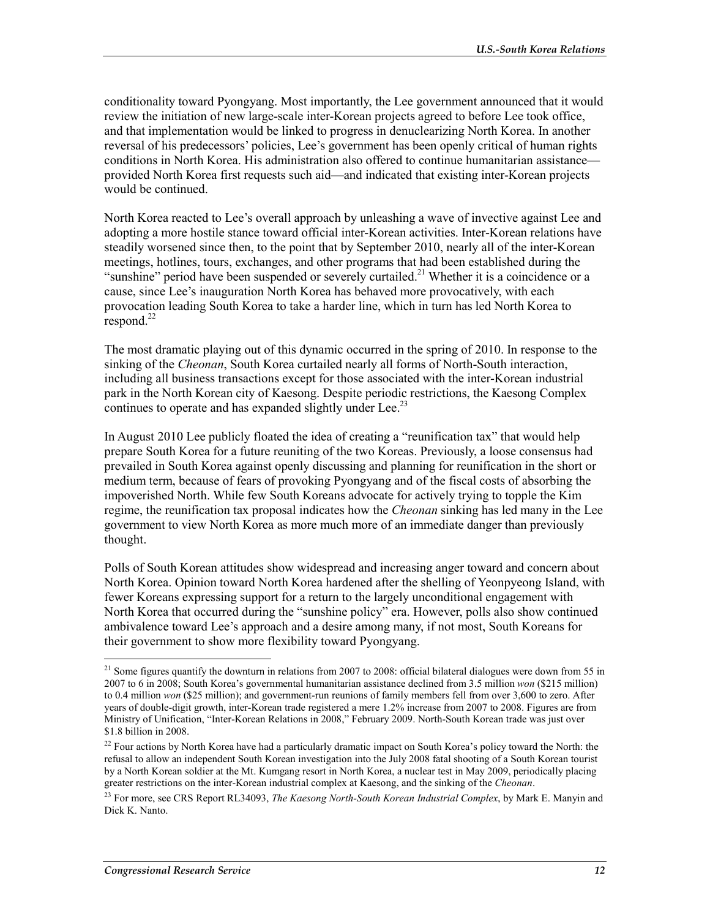conditionality toward Pyongyang. Most importantly, the Lee government announced that it would review the initiation of new large-scale inter-Korean projects agreed to before Lee took office, and that implementation would be linked to progress in denuclearizing North Korea. In another reversal of his predecessors' policies, Lee's government has been openly critical of human rights conditions in North Korea. His administration also offered to continue humanitarian assistance—provided North Korea first requests such aid—and indicated that existing inter-Korean projects would be continued.

North Korea reacted to Lee's overall approach by unleashing a wave of invective against Lee and adopting a more hostile stance toward official inter-Korean activities. Inter-Korean relations have steadily worsened since then, to the point that by September 2010, nearly all of the inter-Korean meetings, hotlines, tours, exchanges, and other programs that had been established during the "sunshine" period have been suspended or severely curtailed.[21] Whether it is a coincidence or a cause, since Lee's inauguration North Korea has behaved more provocatively, with each provocation leading South Korea to take a harder line, which in turn has led North Korea to respond.[22]

The most dramatic playing out of this dynamic occurred in the spring of 2010. In response to the sinking of the *Cheonan*, South Korea curtailed nearly all forms of North-South interaction, including all business transactions except for those associated with the inter-Korean industrial park in the North Korean city of Kaesong. Despite periodic restrictions, the Kaesong Complex continues to operate and has expanded slightly under Lee.[23]

In August 2010 Lee publicly floated the idea of creating a "reunification tax" that would help prepare South Korea for a future reuniting of the two Koreas. Previously, a loose consensus had prevailed in South Korea against openly discussing and planning for reunification in the short or medium term, because of fears of provoking Pyongyang and of the fiscal costs of absorbing the impoverished North. While few South Koreans advocate for actively trying to topple the Kim regime, the reunification tax proposal indicates how the *Cheonan* sinking has led many in the Lee government to view North Korea as more much more of an immediate danger than previously thought.

Polls of South Korean attitudes show widespread and increasing anger toward and concern about North Korea. Opinion toward North Korea hardened after the shelling of Yeonpyeong Island, with fewer Koreans expressing support for a return to the largely unconditional engagement with North Korea that occurred during the "sunshine policy" era. However, polls also show continued ambivalence toward Lee's approach and a desire among many, if not most, South Koreans for their government to show more flexibility toward Pyongyang.

---

[21] Some figures quantify the downturn in relations from 2007 to 2008: official bilateral dialogues were down from 55 in 2007 to 6 in 2008; South Korea's governmental humanitarian assistance declined from 3.5 million *won* ($215 million) to 0.4 million *won* ($25 million); and government-run reunions of family members fell from over 3,600 to zero. After years of double-digit growth, inter-Korean trade registered a mere 1.2% increase from 2007 to 2008. Figures are from Ministry of Unification, "Inter-Korean Relations in 2008," February 2009. North-South Korean trade was just over $1.8 billion in 2008.

[22] Four actions by North Korea have had a particularly dramatic impact on South Korea's policy toward the North: the refusal to allow an independent South Korean investigation into the July 2008 fatal shooting of a South Korean tourist by a North Korean soldier at the Mt. Kumgang resort in North Korea, a nuclear test in May 2009, periodically placing greater restrictions on the inter-Korean industrial complex at Kaesong, and the sinking of the *Cheonan*.

[23] For more, see CRS Report RL34093, *The Kaesong North-South Korean Industrial Complex*, by Mark E. Manyin and Dick K. Nanto.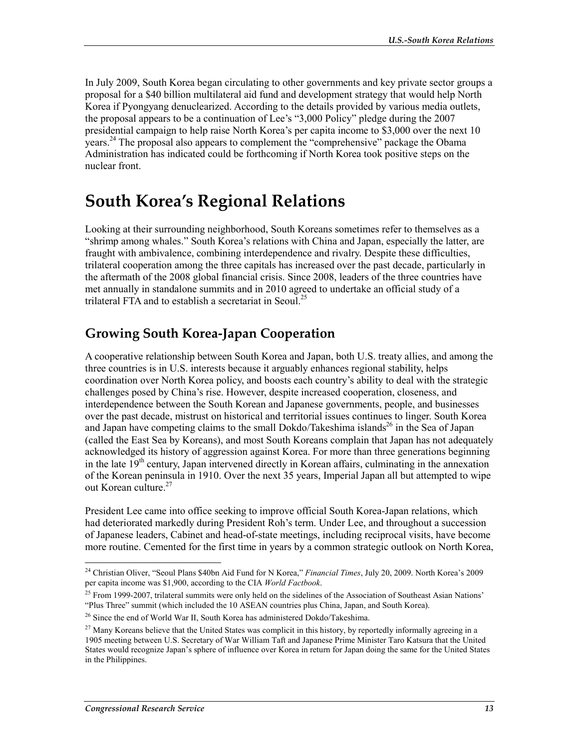In July 2009, South Korea began circulating to other governments and key private sector groups a proposal for a $40 billion multilateral aid fund and development strategy that would help North Korea if Pyongyang denuclearized. According to the details provided by various media outlets, the proposal appears to be a continuation of Lee's "3,000 Policy" pledge during the 2007 presidential campaign to help raise North Korea's per capita income to $3,000 over the next 10 years.[24] The proposal also appears to complement the "comprehensive" package the Obama Administration has indicated could be forthcoming if North Korea took positive steps on the nuclear front.

# South Korea's Regional Relations

Looking at their surrounding neighborhood, South Koreans sometimes refer to themselves as a "shrimp among whales." South Korea's relations with China and Japan, especially the latter, are fraught with ambivalence, combining interdependence and rivalry. Despite these difficulties, trilateral cooperation among the three capitals has increased over the past decade, particularly in the aftermath of the 2008 global financial crisis. Since 2008, leaders of the three countries have met annually in standalone summits and in 2010 agreed to undertake an official study of a trilateral FTA and to establish a secretariat in Seoul.[25]

## Growing South Korea-Japan Cooperation

A cooperative relationship between South Korea and Japan, both U.S. treaty allies, and among the three countries is in U.S. interests because it arguably enhances regional stability, helps coordination over North Korea policy, and boosts each country's ability to deal with the strategic challenges posed by China's rise. However, despite increased cooperation, closeness, and interdependence between the South Korean and Japanese governments, people, and businesses over the past decade, mistrust on historical and territorial issues continues to linger. South Korea and Japan have competing claims to the small Dokdo/Takeshima islands[26] in the Sea of Japan (called the East Sea by Koreans), and most South Koreans complain that Japan has not adequately acknowledged its history of aggression against Korea. For more than three generations beginning in the late 19th century, Japan intervened directly in Korean affairs, culminating in the annexation of the Korean peninsula in 1910. Over the next 35 years, Imperial Japan all but attempted to wipe out Korean culture.[27]

President Lee came into office seeking to improve official South Korea-Japan relations, which had deteriorated markedly during President Roh's term. Under Lee, and throughout a succession of Japanese leaders, Cabinet and head-of-state meetings, including reciprocal visits, have become more routine. Cemented for the first time in years by a common strategic outlook on North Korea,

---

[24] Christian Oliver, "Seoul Plans $40bn Aid Fund for N Korea," *Financial Times*, July 20, 2009. North Korea's 2009 per capita income was $1,900, according to the CIA *World Factbook*.

[25] From 1999-2007, trilateral summits were only held on the sidelines of the Association of Southeast Asian Nations' "Plus Three" summit (which included the 10 ASEAN countries plus China, Japan, and South Korea).

[26] Since the end of World War II, South Korea has administered Dokdo/Takeshima.

[27] Many Koreans believe that the United States was complicit in this history, by reportedly informally agreeing in a 1905 meeting between U.S. Secretary of War William Taft and Japanese Prime Minister Taro Katsura that the United States would recognize Japan's sphere of influence over Korea in return for Japan doing the same for the United States in the Philippines.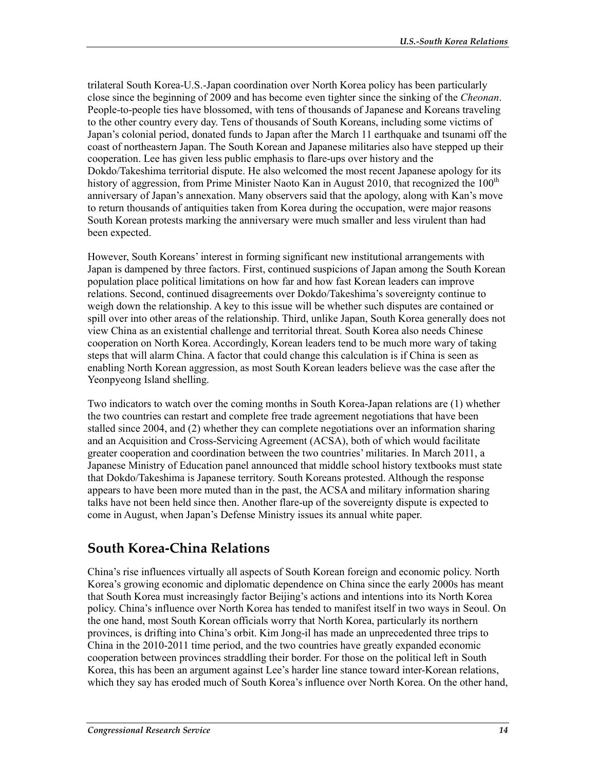trilateral South Korea-U.S.-Japan coordination over North Korea policy has been particularly close since the beginning of 2009 and has become even tighter since the sinking of the *Cheonan*. People-to-people ties have blossomed, with tens of thousands of Japanese and Koreans traveling to the other country every day. Tens of thousands of South Koreans, including some victims of Japan's colonial period, donated funds to Japan after the March 11 earthquake and tsunami off the coast of northeastern Japan. The South Korean and Japanese militaries also have stepped up their cooperation. Lee has given less public emphasis to flare-ups over history and the Dokdo/Takeshima territorial dispute. He also welcomed the most recent Japanese apology for its history of aggression, from Prime Minister Naoto Kan in August 2010, that recognized the 100th anniversary of Japan's annexation. Many observers said that the apology, along with Kan's move to return thousands of antiquities taken from Korea during the occupation, were major reasons South Korean protests marking the anniversary were much smaller and less virulent than had been expected.

However, South Koreans' interest in forming significant new institutional arrangements with Japan is dampened by three factors. First, continued suspicions of Japan among the South Korean population place political limitations on how far and how fast Korean leaders can improve relations. Second, continued disagreements over Dokdo/Takeshima's sovereignty continue to weigh down the relationship. A key to this issue will be whether such disputes are contained or spill over into other areas of the relationship. Third, unlike Japan, South Korea generally does not view China as an existential challenge and territorial threat. South Korea also needs Chinese cooperation on North Korea. Accordingly, Korean leaders tend to be much more wary of taking steps that will alarm China. A factor that could change this calculation is if China is seen as enabling North Korean aggression, as most South Korean leaders believe was the case after the Yeonpyeong Island shelling.

Two indicators to watch over the coming months in South Korea-Japan relations are (1) whether the two countries can restart and complete free trade agreement negotiations that have been stalled since 2004, and (2) whether they can complete negotiations over an information sharing and an Acquisition and Cross-Servicing Agreement (ACSA), both of which would facilitate greater cooperation and coordination between the two countries' militaries. In March 2011, a Japanese Ministry of Education panel announced that middle school history textbooks must state that Dokdo/Takeshima is Japanese territory. South Koreans protested. Although the response appears to have been more muted than in the past, the ACSA and military information sharing talks have not been held since then. Another flare-up of the sovereignty dispute is expected to come in August, when Japan's Defense Ministry issues its annual white paper.

## South Korea-China Relations

China's rise influences virtually all aspects of South Korean foreign and economic policy. North Korea's growing economic and diplomatic dependence on China since the early 2000s has meant that South Korea must increasingly factor Beijing's actions and intentions into its North Korea policy. China's influence over North Korea has tended to manifest itself in two ways in Seoul. On the one hand, most South Korean officials worry that North Korea, particularly its northern provinces, is drifting into China's orbit. Kim Jong-il has made an unprecedented three trips to China in the 2010-2011 time period, and the two countries have greatly expanded economic cooperation between provinces straddling their border. For those on the political left in South Korea, this has been an argument against Lee's harder line stance toward inter-Korean relations, which they say has eroded much of South Korea's influence over North Korea. On the other hand,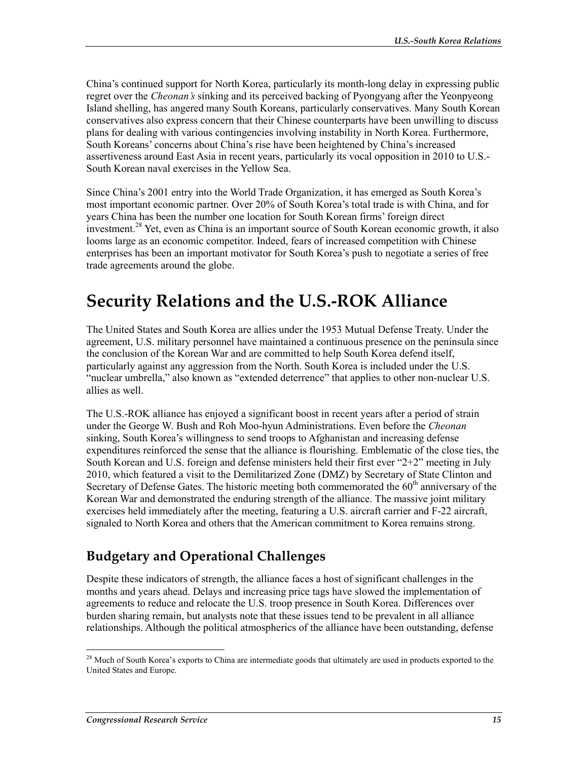China's continued support for North Korea, particularly its month-long delay in expressing public regret over the *Cheonan's* sinking and its perceived backing of Pyongyang after the Yeonpyeong Island shelling, has angered many South Koreans, particularly conservatives. Many South Korean conservatives also express concern that their Chinese counterparts have been unwilling to discuss plans for dealing with various contingencies involving instability in North Korea. Furthermore, South Koreans' concerns about China's rise have been heightened by China's increased assertiveness around East Asia in recent years, particularly its vocal opposition in 2010 to U.S.-South Korean naval exercises in the Yellow Sea.

Since China's 2001 entry into the World Trade Organization, it has emerged as South Korea's most important economic partner. Over 20% of South Korea's total trade is with China, and for years China has been the number one location for South Korean firms' foreign direct investment.[28] Yet, even as China is an important source of South Korean economic growth, it also looms large as an economic competitor. Indeed, fears of increased competition with Chinese enterprises has been an important motivator for South Korea's push to negotiate a series of free trade agreements around the globe.

# Security Relations and the U.S.-ROK Alliance

The United States and South Korea are allies under the 1953 Mutual Defense Treaty. Under the agreement, U.S. military personnel have maintained a continuous presence on the peninsula since the conclusion of the Korean War and are committed to help South Korea defend itself, particularly against any aggression from the North. South Korea is included under the U.S. "nuclear umbrella," also known as "extended deterrence" that applies to other non-nuclear U.S. allies as well.

The U.S.-ROK alliance has enjoyed a significant boost in recent years after a period of strain under the George W. Bush and Roh Moo-hyun Administrations. Even before the *Cheonan* sinking, South Korea's willingness to send troops to Afghanistan and increasing defense expenditures reinforced the sense that the alliance is flourishing. Emblematic of the close ties, the South Korean and U.S. foreign and defense ministers held their first ever "2+2" meeting in July 2010, which featured a visit to the Demilitarized Zone (DMZ) by Secretary of State Clinton and Secretary of Defense Gates. The historic meeting both commemorated the 60th anniversary of the Korean War and demonstrated the enduring strength of the alliance. The massive joint military exercises held immediately after the meeting, featuring a U.S. aircraft carrier and F-22 aircraft, signaled to North Korea and others that the American commitment to Korea remains strong.

## Budgetary and Operational Challenges

Despite these indicators of strength, the alliance faces a host of significant challenges in the months and years ahead. Delays and increasing price tags have slowed the implementation of agreements to reduce and relocate the U.S. troop presence in South Korea. Differences over burden sharing remain, but analysts note that these issues tend to be prevalent in all alliance relationships. Although the political atmospherics of the alliance have been outstanding, defense

[28] Much of South Korea's exports to China are intermediate goods that ultimately are used in products exported to the United States and Europe.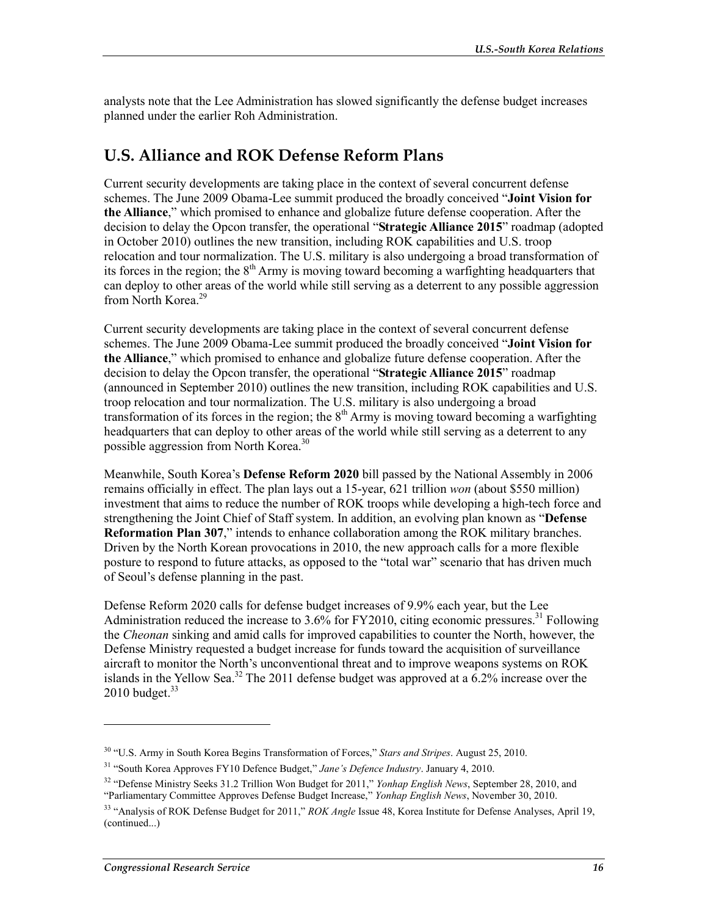analysts note that the Lee Administration has slowed significantly the defense budget increases planned under the earlier Roh Administration.

## U.S. Alliance and ROK Defense Reform Plans

Current security developments are taking place in the context of several concurrent defense schemes. The June 2009 Obama-Lee summit produced the broadly conceived "**Joint Vision for the Alliance**," which promised to enhance and globalize future defense cooperation. After the decision to delay the Opcon transfer, the operational "**Strategic Alliance 2015**" roadmap (adopted in October 2010) outlines the new transition, including ROK capabilities and U.S. troop relocation and tour normalization. The U.S. military is also undergoing a broad transformation of its forces in the region; the 8th Army is moving toward becoming a warfighting headquarters that can deploy to other areas of the world while still serving as a deterrent to any possible aggression from North Korea.[29]

Current security developments are taking place in the context of several concurrent defense schemes. The June 2009 Obama-Lee summit produced the broadly conceived "**Joint Vision for the Alliance**," which promised to enhance and globalize future defense cooperation. After the decision to delay the Opcon transfer, the operational "**Strategic Alliance 2015**" roadmap (announced in September 2010) outlines the new transition, including ROK capabilities and U.S. troop relocation and tour normalization. The U.S. military is also undergoing a broad transformation of its forces in the region; the 8th Army is moving toward becoming a warfighting headquarters that can deploy to other areas of the world while still serving as a deterrent to any possible aggression from North Korea.[30]

Meanwhile, South Korea's **Defense Reform 2020** bill passed by the National Assembly in 2006 remains officially in effect. The plan lays out a 15-year, 621 trillion *won* (about $550 million) investment that aims to reduce the number of ROK troops while developing a high-tech force and strengthening the Joint Chief of Staff system. In addition, an evolving plan known as "**Defense Reformation Plan 307**," intends to enhance collaboration among the ROK military branches. Driven by the North Korean provocations in 2010, the new approach calls for a more flexible posture to respond to future attacks, as opposed to the "total war" scenario that has driven much of Seoul's defense planning in the past.

Defense Reform 2020 calls for defense budget increases of 9.9% each year, but the Lee Administration reduced the increase to 3.6% for FY2010, citing economic pressures.[31] Following the *Cheonan* sinking and amid calls for improved capabilities to counter the North, however, the Defense Ministry requested a budget increase for funds toward the acquisition of surveillance aircraft to monitor the North's unconventional threat and to improve weapons systems on ROK islands in the Yellow Sea.[32] The 2011 defense budget was approved at a 6.2% increase over the 2010 budget.[33]

---

[30] "U.S. Army in South Korea Begins Transformation of Forces," *Stars and Stripes*. August 25, 2010.

[31] "South Korea Approves FY10 Defence Budget," *Jane's Defence Industry*. January 4, 2010.

[32] "Defense Ministry Seeks 31.2 Trillion Won Budget for 2011," *Yonhap English News*, September 28, 2010, and "Parliamentary Committee Approves Defense Budget Increase," *Yonhap English News*, November 30, 2010.

[33] "Analysis of ROK Defense Budget for 2011," *ROK Angle* Issue 48, Korea Institute for Defense Analyses, April 19, (continued...)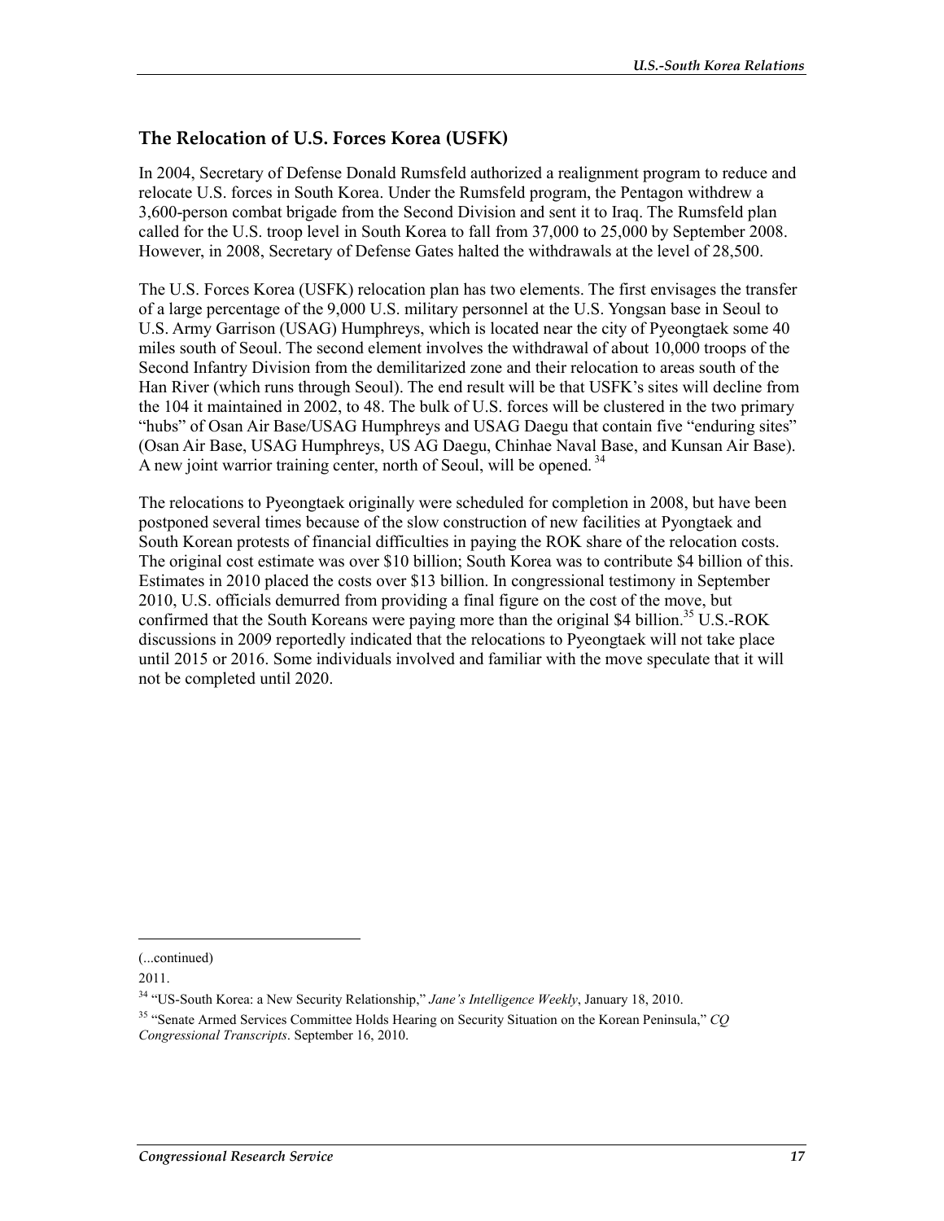## The Relocation of U.S. Forces Korea (USFK)

In 2004, Secretary of Defense Donald Rumsfeld authorized a realignment program to reduce and relocate U.S. forces in South Korea. Under the Rumsfeld program, the Pentagon withdrew a 3,600-person combat brigade from the Second Division and sent it to Iraq. The Rumsfeld plan called for the U.S. troop level in South Korea to fall from 37,000 to 25,000 by September 2008. However, in 2008, Secretary of Defense Gates halted the withdrawals at the level of 28,500.

The U.S. Forces Korea (USFK) relocation plan has two elements. The first envisages the transfer of a large percentage of the 9,000 U.S. military personnel at the U.S. Yongsan base in Seoul to U.S. Army Garrison (USAG) Humphreys, which is located near the city of Pyeongtaek some 40 miles south of Seoul. The second element involves the withdrawal of about 10,000 troops of the Second Infantry Division from the demilitarized zone and their relocation to areas south of the Han River (which runs through Seoul). The end result will be that USFK's sites will decline from the 104 it maintained in 2002, to 48. The bulk of U.S. forces will be clustered in the two primary "hubs" of Osan Air Base/USAG Humphreys and USAG Daegu that contain five "enduring sites" (Osan Air Base, USAG Humphreys, US AG Daegu, Chinhae Naval Base, and Kunsan Air Base). A new joint warrior training center, north of Seoul, will be opened.[34]

The relocations to Pyeongtaek originally were scheduled for completion in 2008, but have been postponed several times because of the slow construction of new facilities at Pyongtaek and South Korean protests of financial difficulties in paying the ROK share of the relocation costs. The original cost estimate was over $10 billion; South Korea was to contribute $4 billion of this. Estimates in 2010 placed the costs over $13 billion. In congressional testimony in September 2010, U.S. officials demurred from providing a final figure on the cost of the move, but confirmed that the South Koreans were paying more than the original $4 billion.[35] U.S.-ROK discussions in 2009 reportedly indicated that the relocations to Pyeongtaek will not take place until 2015 or 2016. Some individuals involved and familiar with the move speculate that it will not be completed until 2020.

---

(...continued)

2011.

[34] "US-South Korea: a New Security Relationship," *Jane's Intelligence Weekly*, January 18, 2010.

[35] "Senate Armed Services Committee Holds Hearing on Security Situation on the Korean Peninsula," *CQ Congressional Transcripts*. September 16, 2010.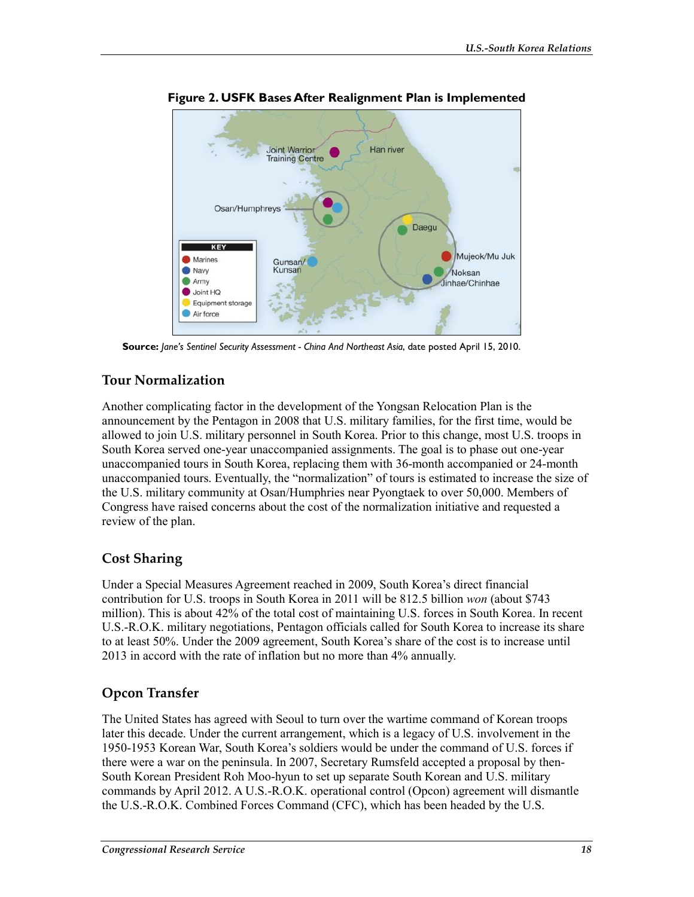**Figure 2. USFK Bases After Realignment Plan is Implemented**

**Source:** *Jane's Sentinel Security Assessment - China And Northeast Asia*, date posted April 15, 2010.

## Tour Normalization

Another complicating factor in the development of the Yongsan Relocation Plan is the announcement by the Pentagon in 2008 that U.S. military families, for the first time, would be allowed to join U.S. military personnel in South Korea. Prior to this change, most U.S. troops in South Korea served one-year unaccompanied assignments. The goal is to phase out one-year unaccompanied tours in South Korea, replacing them with 36-month accompanied or 24-month unaccompanied tours. Eventually, the "normalization" of tours is estimated to increase the size of the U.S. military community at Osan/Humphries near Pyongtaek to over 50,000. Members of Congress have raised concerns about the cost of the normalization initiative and requested a review of the plan.

## Cost Sharing

Under a Special Measures Agreement reached in 2009, South Korea's direct financial contribution for U.S. troops in South Korea in 2011 will be 812.5 billion *won* (about $743 million). This is about 42% of the total cost of maintaining U.S. forces in South Korea. In recent U.S.-R.O.K. military negotiations, Pentagon officials called for South Korea to increase its share to at least 50%. Under the 2009 agreement, South Korea's share of the cost is to increase until 2013 in accord with the rate of inflation but no more than 4% annually.

## Opcon Transfer

The United States has agreed with Seoul to turn over the wartime command of Korean troops later this decade. Under the current arrangement, which is a legacy of U.S. involvement in the 1950-1953 Korean War, South Korea's soldiers would be under the command of U.S. forces if there were a war on the peninsula. In 2007, Secretary Rumsfeld accepted a proposal by then-South Korean President Roh Moo-hyun to set up separate South Korean and U.S. military commands by April 2012. A U.S.-R.O.K. operational control (Opcon) agreement will dismantle the U.S.-R.O.K. Combined Forces Command (CFC), which has been headed by the U.S.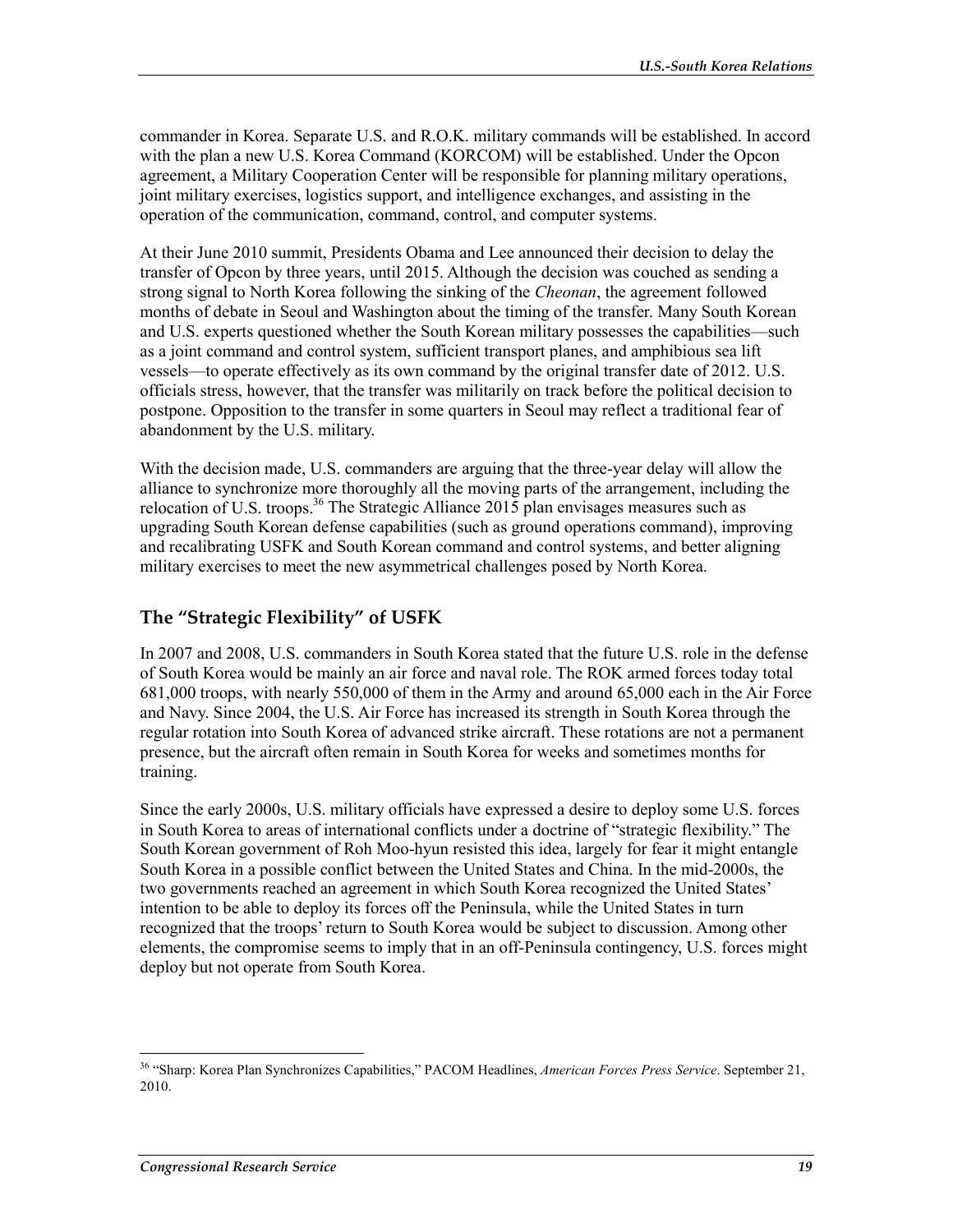commander in Korea. Separate U.S. and R.O.K. military commands will be established. In accord with the plan a new U.S. Korea Command (KORCOM) will be established. Under the Opcon agreement, a Military Cooperation Center will be responsible for planning military operations, joint military exercises, logistics support, and intelligence exchanges, and assisting in the operation of the communication, command, control, and computer systems.

At their June 2010 summit, Presidents Obama and Lee announced their decision to delay the transfer of Opcon by three years, until 2015. Although the decision was couched as sending a strong signal to North Korea following the sinking of the *Cheonan*, the agreement followed months of debate in Seoul and Washington about the timing of the transfer. Many South Korean and U.S. experts questioned whether the South Korean military possesses the capabilities—such as a joint command and control system, sufficient transport planes, and amphibious sea lift vessels—to operate effectively as its own command by the original transfer date of 2012. U.S. officials stress, however, that the transfer was militarily on track before the political decision to postpone. Opposition to the transfer in some quarters in Seoul may reflect a traditional fear of abandonment by the U.S. military.

With the decision made, U.S. commanders are arguing that the three-year delay will allow the alliance to synchronize more thoroughly all the moving parts of the arrangement, including the relocation of U.S. troops.[36] The Strategic Alliance 2015 plan envisages measures such as upgrading South Korean defense capabilities (such as ground operations command), improving and recalibrating USFK and South Korean command and control systems, and better aligning military exercises to meet the new asymmetrical challenges posed by North Korea.

## The "Strategic Flexibility" of USFK

In 2007 and 2008, U.S. commanders in South Korea stated that the future U.S. role in the defense of South Korea would be mainly an air force and naval role. The ROK armed forces today total 681,000 troops, with nearly 550,000 of them in the Army and around 65,000 each in the Air Force and Navy. Since 2004, the U.S. Air Force has increased its strength in South Korea through the regular rotation into South Korea of advanced strike aircraft. These rotations are not a permanent presence, but the aircraft often remain in South Korea for weeks and sometimes months for training.

Since the early 2000s, U.S. military officials have expressed a desire to deploy some U.S. forces in South Korea to areas of international conflicts under a doctrine of "strategic flexibility." The South Korean government of Roh Moo-hyun resisted this idea, largely for fear it might entangle South Korea in a possible conflict between the United States and China. In the mid-2000s, the two governments reached an agreement in which South Korea recognized the United States' intention to be able to deploy its forces off the Peninsula, while the United States in turn recognized that the troops' return to South Korea would be subject to discussion. Among other elements, the compromise seems to imply that in an off-Peninsula contingency, U.S. forces might deploy but not operate from South Korea.

---

[36] "Sharp: Korea Plan Synchronizes Capabilities," PACOM Headlines, *American Forces Press Service*. September 21, 2010.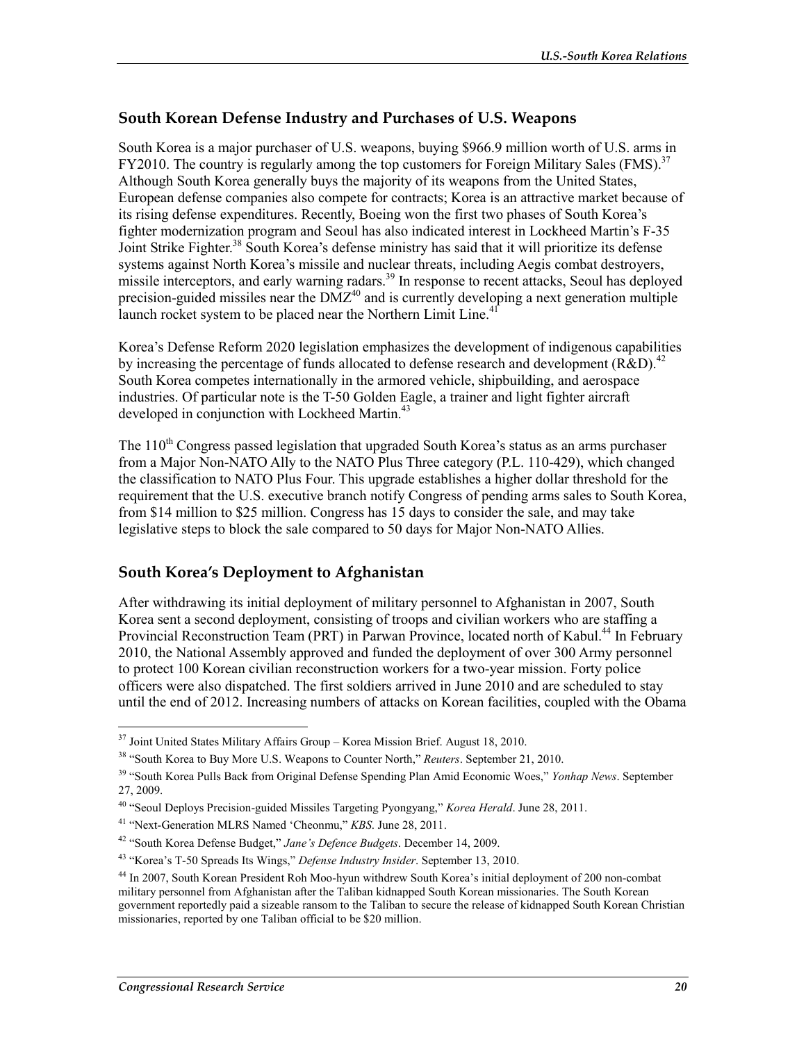## South Korean Defense Industry and Purchases of U.S. Weapons

South Korea is a major purchaser of U.S. weapons, buying $966.9 million worth of U.S. arms in FY2010. The country is regularly among the top customers for Foreign Military Sales (FMS).[37] Although South Korea generally buys the majority of its weapons from the United States, European defense companies also compete for contracts; Korea is an attractive market because of its rising defense expenditures. Recently, Boeing won the first two phases of South Korea's fighter modernization program and Seoul has also indicated interest in Lockheed Martin's F-35 Joint Strike Fighter.[38] South Korea's defense ministry has said that it will prioritize its defense systems against North Korea's missile and nuclear threats, including Aegis combat destroyers, missile interceptors, and early warning radars.[39] In response to recent attacks, Seoul has deployed precision-guided missiles near the DMZ[40] and is currently developing a next generation multiple launch rocket system to be placed near the Northern Limit Line.[41]

Korea's Defense Reform 2020 legislation emphasizes the development of indigenous capabilities by increasing the percentage of funds allocated to defense research and development (R&D).[42] South Korea competes internationally in the armored vehicle, shipbuilding, and aerospace industries. Of particular note is the T-50 Golden Eagle, a trainer and light fighter aircraft developed in conjunction with Lockheed Martin.[43]

The 110th Congress passed legislation that upgraded South Korea's status as an arms purchaser from a Major Non-NATO Ally to the NATO Plus Three category (P.L. 110-429), which changed the classification to NATO Plus Four. This upgrade establishes a higher dollar threshold for the requirement that the U.S. executive branch notify Congress of pending arms sales to South Korea, from $14 million to $25 million. Congress has 15 days to consider the sale, and may take legislative steps to block the sale compared to 50 days for Major Non-NATO Allies.

## South Korea's Deployment to Afghanistan

After withdrawing its initial deployment of military personnel to Afghanistan in 2007, South Korea sent a second deployment, consisting of troops and civilian workers who are staffing a Provincial Reconstruction Team (PRT) in Parwan Province, located north of Kabul.[44] In February 2010, the National Assembly approved and funded the deployment of over 300 Army personnel to protect 100 Korean civilian reconstruction workers for a two-year mission. Forty police officers were also dispatched. The first soldiers arrived in June 2010 and are scheduled to stay until the end of 2012. Increasing numbers of attacks on Korean facilities, coupled with the Obama

---

[37] Joint United States Military Affairs Group – Korea Mission Brief. August 18, 2010.

[38] "South Korea to Buy More U.S. Weapons to Counter North," *Reuters*. September 21, 2010.

[39] "South Korea Pulls Back from Original Defense Spending Plan Amid Economic Woes," *Yonhap News*. September 27, 2009.

[40] "Seoul Deploys Precision-guided Missiles Targeting Pyongyang," *Korea Herald*. June 28, 2011.

[41] "Next-Generation MLRS Named 'Cheonmu,'" *KBS*. June 28, 2011.

[42] "South Korea Defense Budget," *Jane's Defence Budgets*. December 14, 2009.

[43] "Korea's T-50 Spreads Its Wings," *Defense Industry Insider*. September 13, 2010.

[44] In 2007, South Korean President Roh Moo-hyun withdrew South Korea's initial deployment of 200 non-combat military personnel from Afghanistan after the Taliban kidnapped South Korean missionaries. The South Korean government reportedly paid a sizeable ransom to the Taliban to secure the release of kidnapped South Korean Christian missionaries, reported by one Taliban official to be $20 million.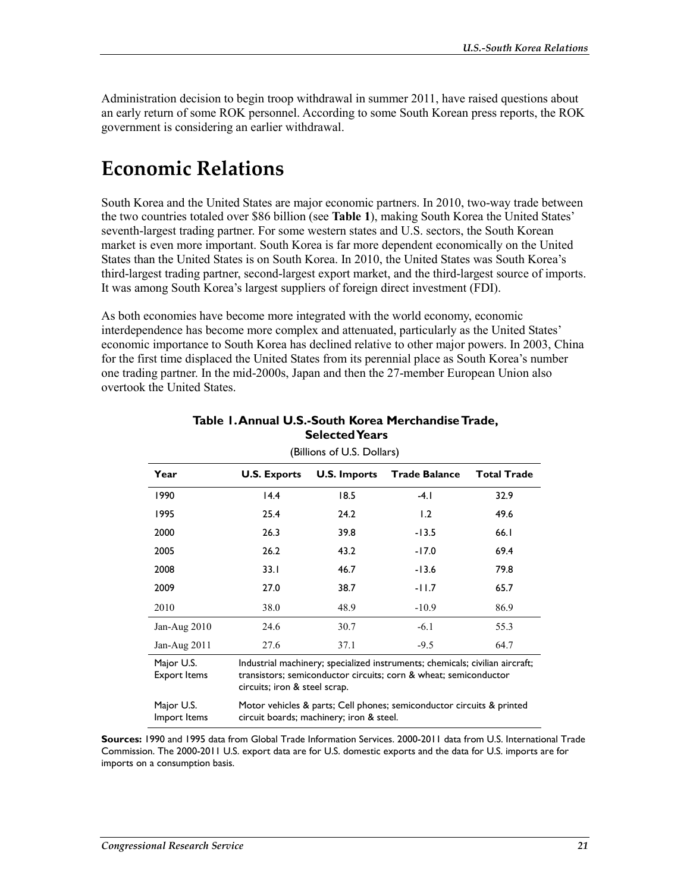Administration decision to begin troop withdrawal in summer 2011, have raised questions about an early return of some ROK personnel. According to some South Korean press reports, the ROK government is considering an earlier withdrawal.

# Economic Relations

South Korea and the United States are major economic partners. In 2010, two-way trade between the two countries totaled over $86 billion (see **Table 1**), making South Korea the United States' seventh-largest trading partner. For some western states and U.S. sectors, the South Korean market is even more important. South Korea is far more dependent economically on the United States than the United States is on South Korea. In 2010, the United States was South Korea's third-largest trading partner, second-largest export market, and the third-largest source of imports. It was among South Korea's largest suppliers of foreign direct investment (FDI).

As both economies have become more integrated with the world economy, economic interdependence has become more complex and attenuated, particularly as the United States' economic importance to South Korea has declined relative to other major powers. In 2003, China for the first time displaced the United States from its perennial place as South Korea's number one trading partner. In the mid-2000s, Japan and then the 27-member European Union also overtook the United States.

**Table 1. Annual U.S.-South Korea Merchandise Trade, Selected Years**

(Billions of U.S. Dollars)

| Year | U.S. Exports | U.S. Imports | Trade Balance | Total Trade |
|---|---|---|---|---|
| 1990 | 14.4 | 18.5 | -4.1 | 32.9 |
| 1995 | 25.4 | 24.2 | 1.2 | 49.6 |
| 2000 | 26.3 | 39.8 | -13.5 | 66.1 |
| 2005 | 26.2 | 43.2 | -17.0 | 69.4 |
| 2008 | 33.1 | 46.7 | -13.6 | 79.8 |
| 2009 | 27.0 | 38.7 | -11.7 | 65.7 |
| 2010 | 38.0 | 48.9 | -10.9 | 86.9 |
| Jan-Aug 2010 | 24.6 | 30.7 | -6.1 | 55.3 |
| Jan-Aug 2011 | 27.6 | 37.1 | -9.5 | 64.7 |
| Major U.S. Export Items | Industrial machinery; specialized instruments; chemicals; civilian aircraft; transistors; semiconductor circuits; corn & wheat; semiconductor circuits; iron & steel scrap. | | | |
| Major U.S. Import Items | Motor vehicles & parts; Cell phones; semiconductor circuits & printed circuit boards; machinery; iron & steel. | | | |

**Sources:** 1990 and 1995 data from Global Trade Information Services. 2000-2011 data from U.S. International Trade Commission. The 2000-2011 U.S. export data are for U.S. domestic exports and the data for U.S. imports are for imports on a consumption basis.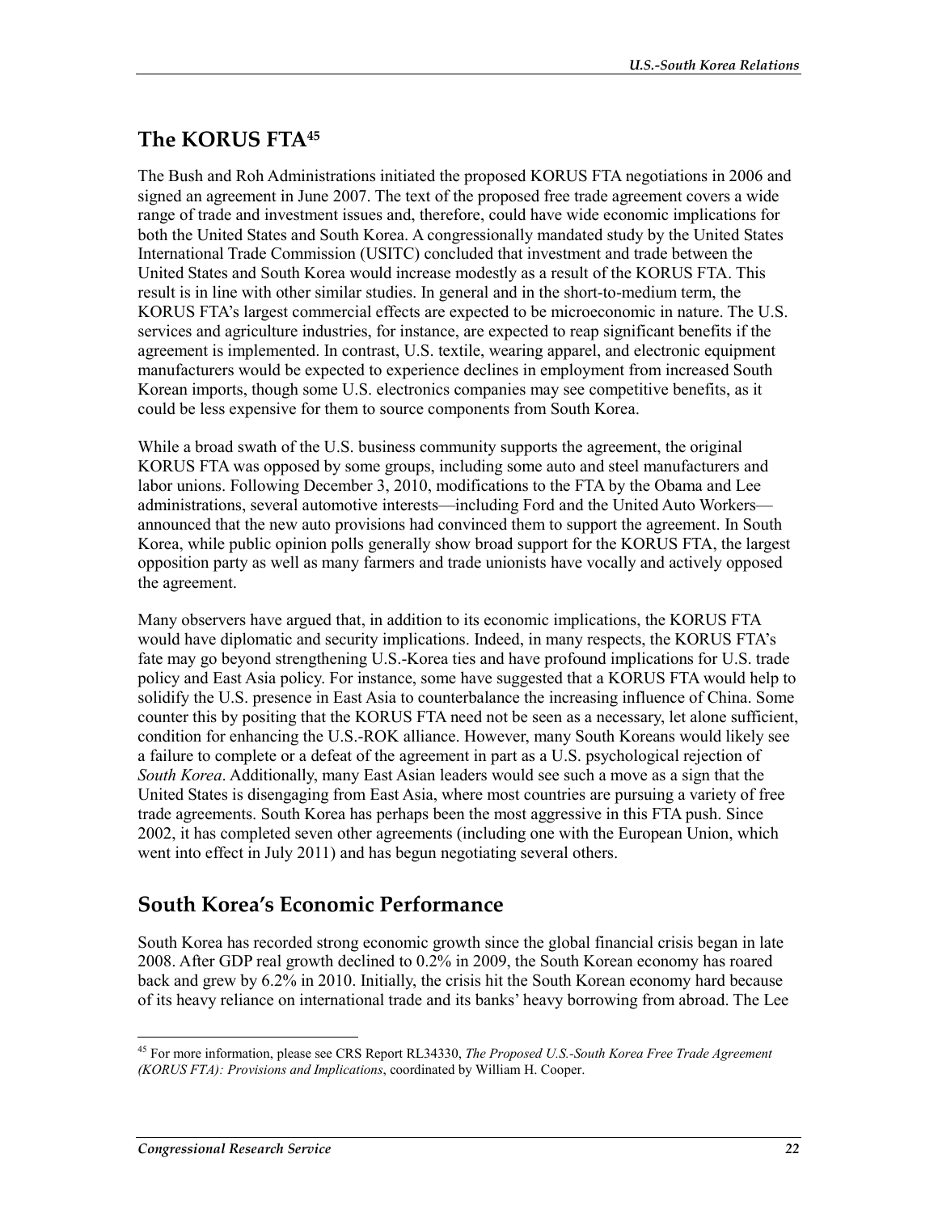## The KORUS FTA[45]

The Bush and Roh Administrations initiated the proposed KORUS FTA negotiations in 2006 and signed an agreement in June 2007. The text of the proposed free trade agreement covers a wide range of trade and investment issues and, therefore, could have wide economic implications for both the United States and South Korea. A congressionally mandated study by the United States International Trade Commission (USITC) concluded that investment and trade between the United States and South Korea would increase modestly as a result of the KORUS FTA. This result is in line with other similar studies. In general and in the short-to-medium term, the KORUS FTA's largest commercial effects are expected to be microeconomic in nature. The U.S. services and agriculture industries, for instance, are expected to reap significant benefits if the agreement is implemented. In contrast, U.S. textile, wearing apparel, and electronic equipment manufacturers would be expected to experience declines in employment from increased South Korean imports, though some U.S. electronics companies may see competitive benefits, as it could be less expensive for them to source components from South Korea.

While a broad swath of the U.S. business community supports the agreement, the original KORUS FTA was opposed by some groups, including some auto and steel manufacturers and labor unions. Following December 3, 2010, modifications to the FTA by the Obama and Lee administrations, several automotive interests—including Ford and the United Auto Workers—announced that the new auto provisions had convinced them to support the agreement. In South Korea, while public opinion polls generally show broad support for the KORUS FTA, the largest opposition party as well as many farmers and trade unionists have vocally and actively opposed the agreement.

Many observers have argued that, in addition to its economic implications, the KORUS FTA would have diplomatic and security implications. Indeed, in many respects, the KORUS FTA's fate may go beyond strengthening U.S.-Korea ties and have profound implications for U.S. trade policy and East Asia policy. For instance, some have suggested that a KORUS FTA would help to solidify the U.S. presence in East Asia to counterbalance the increasing influence of China. Some counter this by positing that the KORUS FTA need not be seen as a necessary, let alone sufficient, condition for enhancing the U.S.-ROK alliance. However, many South Koreans would likely see a failure to complete or a defeat of the agreement in part as a U.S. psychological rejection of *South Korea*. Additionally, many East Asian leaders would see such a move as a sign that the United States is disengaging from East Asia, where most countries are pursuing a variety of free trade agreements. South Korea has perhaps been the most aggressive in this FTA push. Since 2002, it has completed seven other agreements (including one with the European Union, which went into effect in July 2011) and has begun negotiating several others.

## South Korea's Economic Performance

South Korea has recorded strong economic growth since the global financial crisis began in late 2008. After GDP real growth declined to 0.2% in 2009, the South Korean economy has roared back and grew by 6.2% in 2010. Initially, the crisis hit the South Korean economy hard because of its heavy reliance on international trade and its banks' heavy borrowing from abroad. The Lee

---

[45] For more information, please see CRS Report RL34330, *The Proposed U.S.-South Korea Free Trade Agreement (KORUS FTA): Provisions and Implications*, coordinated by William H. Cooper.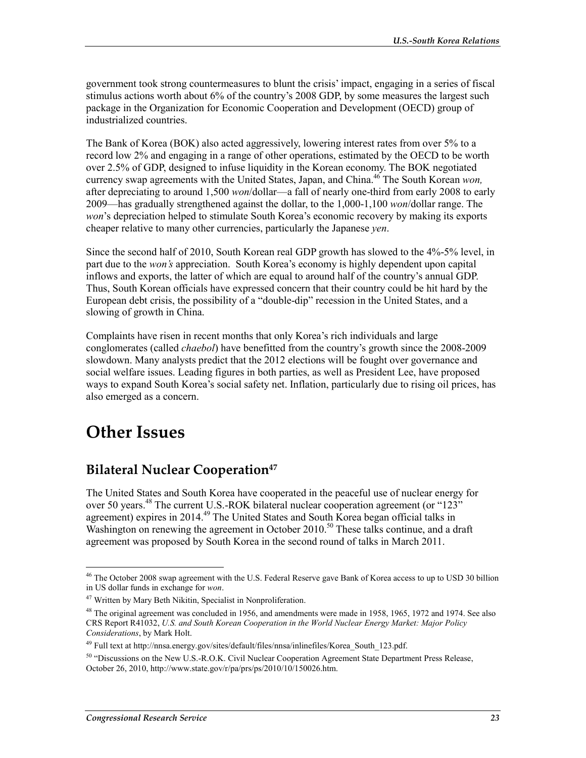government took strong countermeasures to blunt the crisis' impact, engaging in a series of fiscal stimulus actions worth about 6% of the country's 2008 GDP, by some measures the largest such package in the Organization for Economic Cooperation and Development (OECD) group of industrialized countries.

The Bank of Korea (BOK) also acted aggressively, lowering interest rates from over 5% to a record low 2% and engaging in a range of other operations, estimated by the OECD to be worth over 2.5% of GDP, designed to infuse liquidity in the Korean economy. The BOK negotiated currency swap agreements with the United States, Japan, and China.[46] The South Korean *won,* after depreciating to around 1,500 *won*/dollar—a fall of nearly one-third from early 2008 to early 2009—has gradually strengthened against the dollar, to the 1,000-1,100 *won*/dollar range. The *won*'s depreciation helped to stimulate South Korea's economic recovery by making its exports cheaper relative to many other currencies, particularly the Japanese *yen*.

Since the second half of 2010, South Korean real GDP growth has slowed to the 4%-5% level, in part due to the *won's* appreciation. South Korea's economy is highly dependent upon capital inflows and exports, the latter of which are equal to around half of the country's annual GDP. Thus, South Korean officials have expressed concern that their country could be hit hard by the European debt crisis, the possibility of a "double-dip" recession in the United States, and a slowing of growth in China.

Complaints have risen in recent months that only Korea's rich individuals and large conglomerates (called *chaebol*) have benefitted from the country's growth since the 2008-2009 slowdown. Many analysts predict that the 2012 elections will be fought over governance and social welfare issues. Leading figures in both parties, as well as President Lee, have proposed ways to expand South Korea's social safety net. Inflation, particularly due to rising oil prices, has also emerged as a concern.

# Other Issues

## Bilateral Nuclear Cooperation[47]

The United States and South Korea have cooperated in the peaceful use of nuclear energy for over 50 years.[48] The current U.S.-ROK bilateral nuclear cooperation agreement (or "123" agreement) expires in 2014.[49] The United States and South Korea began official talks in Washington on renewing the agreement in October 2010.[50] These talks continue, and a draft agreement was proposed by South Korea in the second round of talks in March 2011.

---

[46] The October 2008 swap agreement with the U.S. Federal Reserve gave Bank of Korea access to up to USD 30 billion in US dollar funds in exchange for *won*.

[47] Written by Mary Beth Nikitin, Specialist in Nonproliferation.

[48] The original agreement was concluded in 1956, and amendments were made in 1958, 1965, 1972 and 1974. See also CRS Report R41032, *U.S. and South Korean Cooperation in the World Nuclear Energy Market: Major Policy Considerations*, by Mark Holt.

[49] Full text at http://nnsa.energy.gov/sites/default/files/nnsa/inlinefiles/Korea_South_123.pdf.

[50] "Discussions on the New U.S.-R.O.K. Civil Nuclear Cooperation Agreement State Department Press Release, October 26, 2010, http://www.state.gov/r/pa/prs/ps/2010/10/150026.htm.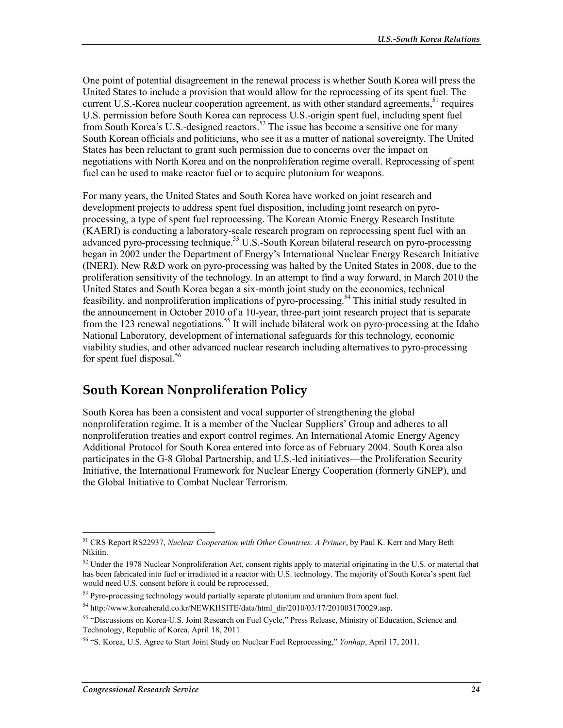One point of potential disagreement in the renewal process is whether South Korea will press the United States to include a provision that would allow for the reprocessing of its spent fuel. The current U.S.-Korea nuclear cooperation agreement, as with other standard agreements,[51] requires U.S. permission before South Korea can reprocess U.S.-origin spent fuel, including spent fuel from South Korea's U.S.-designed reactors.[52] The issue has become a sensitive one for many South Korean officials and politicians, who see it as a matter of national sovereignty. The United States has been reluctant to grant such permission due to concerns over the impact on negotiations with North Korea and on the nonproliferation regime overall. Reprocessing of spent fuel can be used to make reactor fuel or to acquire plutonium for weapons.

For many years, the United States and South Korea have worked on joint research and development projects to address spent fuel disposition, including joint research on pyro-processing, a type of spent fuel reprocessing. The Korean Atomic Energy Research Institute (KAERI) is conducting a laboratory-scale research program on reprocessing spent fuel with an advanced pyro-processing technique.[53] U.S.-South Korean bilateral research on pyro-processing began in 2002 under the Department of Energy's International Nuclear Energy Research Initiative (INERI). New R&D work on pyro-processing was halted by the United States in 2008, due to the proliferation sensitivity of the technology. In an attempt to find a way forward, in March 2010 the United States and South Korea began a six-month joint study on the economics, technical feasibility, and nonproliferation implications of pyro-processing.[54] This initial study resulted in the announcement in October 2010 of a 10-year, three-part joint research project that is separate from the 123 renewal negotiations.[55] It will include bilateral work on pyro-processing at the Idaho National Laboratory, development of international safeguards for this technology, economic viability studies, and other advanced nuclear research including alternatives to pyro-processing for spent fuel disposal.[56]

## South Korean Nonproliferation Policy

South Korea has been a consistent and vocal supporter of strengthening the global nonproliferation regime. It is a member of the Nuclear Suppliers' Group and adheres to all nonproliferation treaties and export control regimes. An International Atomic Energy Agency Additional Protocol for South Korea entered into force as of February 2004. South Korea also participates in the G-8 Global Partnership, and U.S.-led initiatives—the Proliferation Security Initiative, the International Framework for Nuclear Energy Cooperation (formerly GNEP), and the Global Initiative to Combat Nuclear Terrorism.

---

[51] CRS Report RS22937, *Nuclear Cooperation with Other Countries: A Primer*, by Paul K. Kerr and Mary Beth Nikitin.

[52] Under the 1978 Nuclear Nonproliferation Act, consent rights apply to material originating in the U.S. or material that has been fabricated into fuel or irradiated in a reactor with U.S. technology. The majority of South Korea's spent fuel would need U.S. consent before it could be reprocessed.

[53] Pyro-processing technology would partially separate plutonium and uranium from spent fuel.

[54] http://www.koreaherald.co.kr/NEWKHSITE/data/html_dir/2010/03/17/201003170029.asp.

[55] "Discussions on Korea-U.S. Joint Research on Fuel Cycle," Press Release, Ministry of Education, Science and Technology, Republic of Korea, April 18, 2011.

[56] "S. Korea, U.S. Agree to Start Joint Study on Nuclear Fuel Reprocessing," *Yonhap*, April 17, 2011.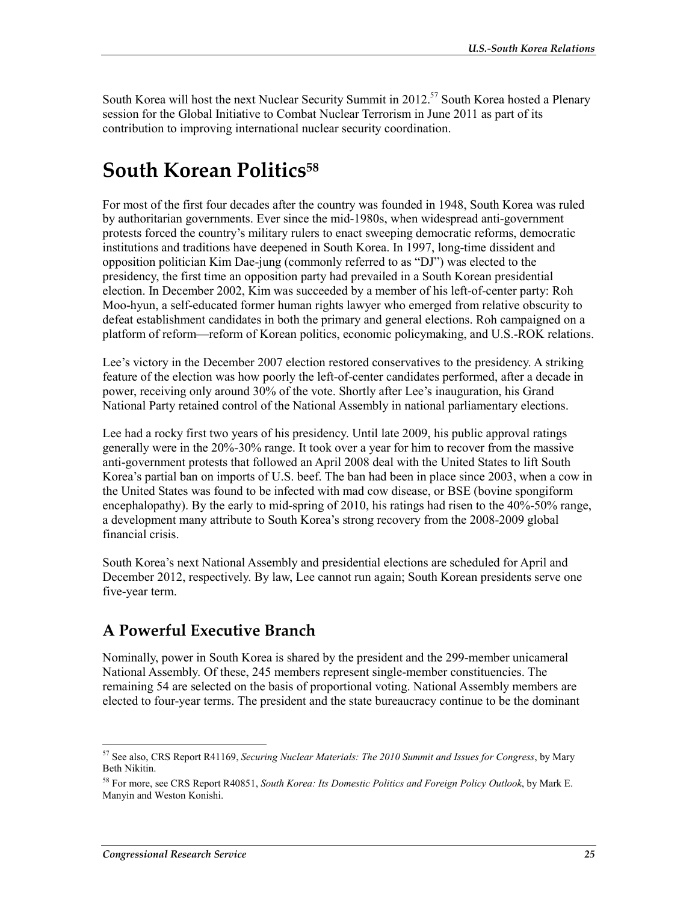South Korea will host the next Nuclear Security Summit in 2012.[57] South Korea hosted a Plenary session for the Global Initiative to Combat Nuclear Terrorism in June 2011 as part of its contribution to improving international nuclear security coordination.

# South Korean Politics[58]

For most of the first four decades after the country was founded in 1948, South Korea was ruled by authoritarian governments. Ever since the mid-1980s, when widespread anti-government protests forced the country's military rulers to enact sweeping democratic reforms, democratic institutions and traditions have deepened in South Korea. In 1997, long-time dissident and opposition politician Kim Dae-jung (commonly referred to as "DJ") was elected to the presidency, the first time an opposition party had prevailed in a South Korean presidential election. In December 2002, Kim was succeeded by a member of his left-of-center party: Roh Moo-hyun, a self-educated former human rights lawyer who emerged from relative obscurity to defeat establishment candidates in both the primary and general elections. Roh campaigned on a platform of reform—reform of Korean politics, economic policymaking, and U.S.-ROK relations.

Lee's victory in the December 2007 election restored conservatives to the presidency. A striking feature of the election was how poorly the left-of-center candidates performed, after a decade in power, receiving only around 30% of the vote. Shortly after Lee's inauguration, his Grand National Party retained control of the National Assembly in national parliamentary elections.

Lee had a rocky first two years of his presidency. Until late 2009, his public approval ratings generally were in the 20%-30% range. It took over a year for him to recover from the massive anti-government protests that followed an April 2008 deal with the United States to lift South Korea's partial ban on imports of U.S. beef. The ban had been in place since 2003, when a cow in the United States was found to be infected with mad cow disease, or BSE (bovine spongiform encephalopathy). By the early to mid-spring of 2010, his ratings had risen to the 40%-50% range, a development many attribute to South Korea's strong recovery from the 2008-2009 global financial crisis.

South Korea's next National Assembly and presidential elections are scheduled for April and December 2012, respectively. By law, Lee cannot run again; South Korean presidents serve one five-year term.

## A Powerful Executive Branch

Nominally, power in South Korea is shared by the president and the 299-member unicameral National Assembly. Of these, 245 members represent single-member constituencies. The remaining 54 are selected on the basis of proportional voting. National Assembly members are elected to four-year terms. The president and the state bureaucracy continue to be the dominant

---

[57] See also, CRS Report R41169, *Securing Nuclear Materials: The 2010 Summit and Issues for Congress*, by Mary Beth Nikitin.

[58] For more, see CRS Report R40851, *South Korea: Its Domestic Politics and Foreign Policy Outlook*, by Mark E. Manyin and Weston Konishi.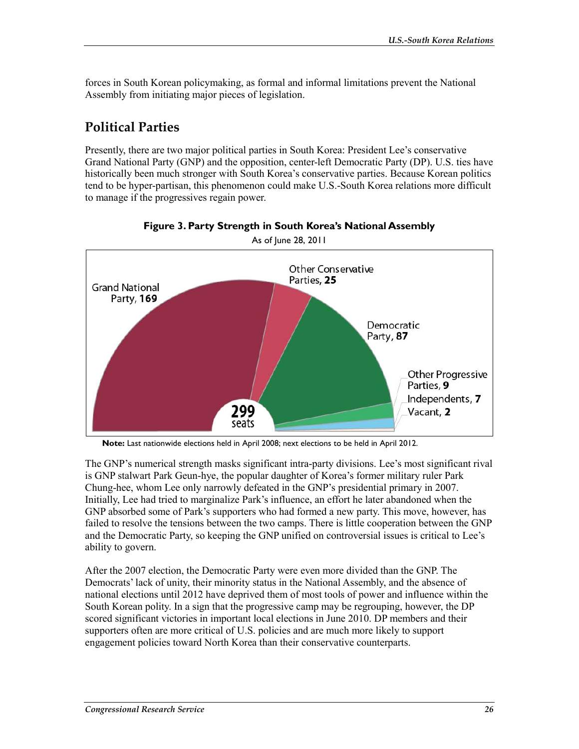forces in South Korean policymaking, as formal and informal limitations prevent the National Assembly from initiating major pieces of legislation.

## Political Parties

Presently, there are two major political parties in South Korea: President Lee's conservative Grand National Party (GNP) and the opposition, center-left Democratic Party (DP). U.S. ties have historically been much stronger with South Korea's conservative parties. Because Korean politics tend to be hyper-partisan, this phenomenon could make U.S.-South Korea relations more difficult to manage if the progressives regain power.

**Figure 3. Party Strength in South Korea's National Assembly**

As of June 28, 2011

Grand National Party, **169**
Other Conservative Parties, **25**
Democratic Party, **87**
Other Progressive Parties, **9**
Independents, **7**
Vacant, **2**
**299** seats

**Note:** Last nationwide elections held in April 2008; next elections to be held in April 2012.

The GNP's numerical strength masks significant intra-party divisions. Lee's most significant rival is GNP stalwart Park Geun-hye, the popular daughter of Korea's former military ruler Park Chung-hee, whom Lee only narrowly defeated in the GNP's presidential primary in 2007. Initially, Lee had tried to marginalize Park's influence, an effort he later abandoned when the GNP absorbed some of Park's supporters who had formed a new party. This move, however, has failed to resolve the tensions between the two camps. There is little cooperation between the GNP and the Democratic Party, so keeping the GNP unified on controversial issues is critical to Lee's ability to govern.

After the 2007 election, the Democratic Party were even more divided than the GNP. The Democrats' lack of unity, their minority status in the National Assembly, and the absence of national elections until 2012 have deprived them of most tools of power and influence within the South Korean polity. In a sign that the progressive camp may be regrouping, however, the DP scored significant victories in important local elections in June 2010. DP members and their supporters often are more critical of U.S. policies and are much more likely to support engagement policies toward North Korea than their conservative counterparts.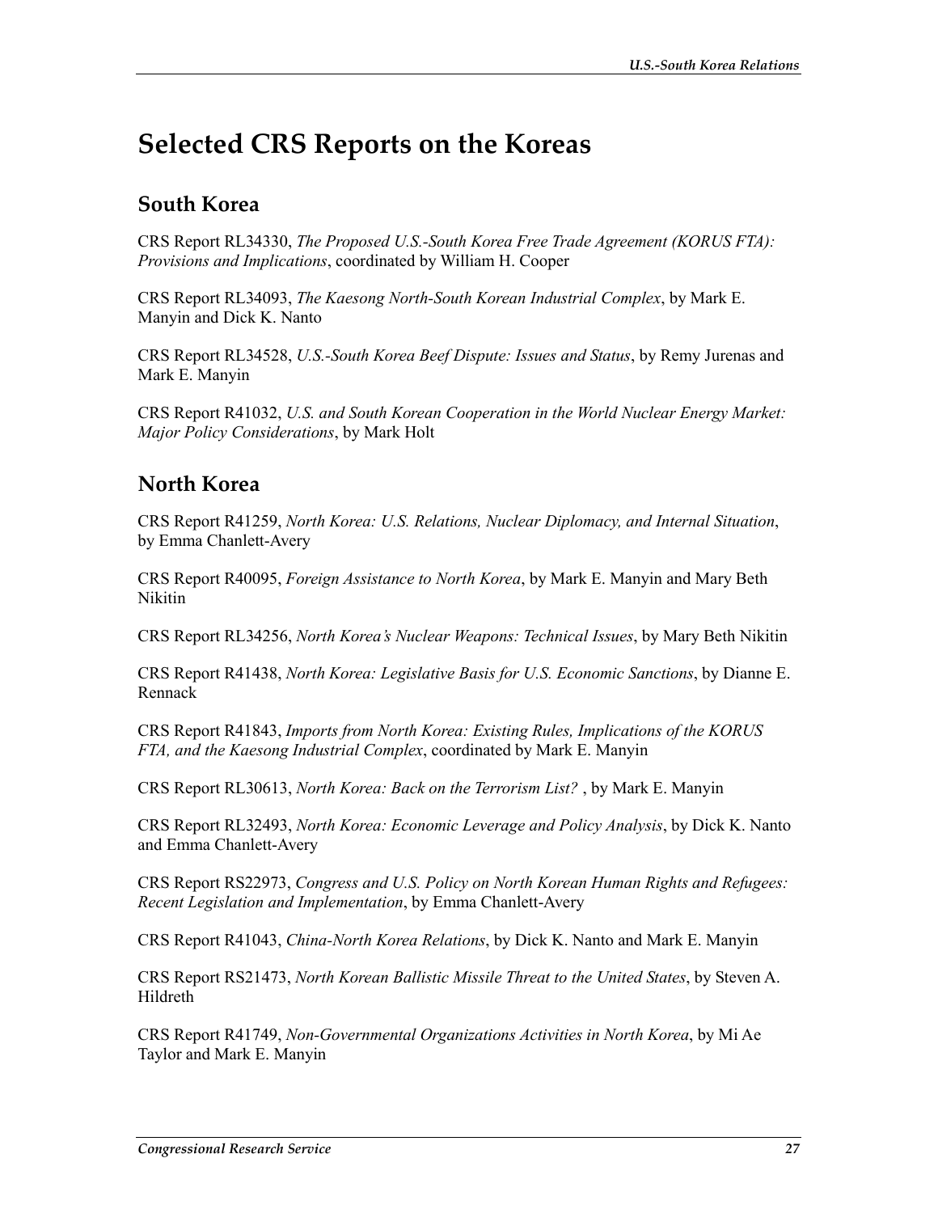# Selected CRS Reports on the Koreas

## South Korea

CRS Report RL34330, *The Proposed U.S.-South Korea Free Trade Agreement (KORUS FTA): Provisions and Implications*, coordinated by William H. Cooper

CRS Report RL34093, *The Kaesong North-South Korean Industrial Complex*, by Mark E. Manyin and Dick K. Nanto

CRS Report RL34528, *U.S.-South Korea Beef Dispute: Issues and Status*, by Remy Jurenas and Mark E. Manyin

CRS Report R41032, *U.S. and South Korean Cooperation in the World Nuclear Energy Market: Major Policy Considerations*, by Mark Holt

## North Korea

CRS Report R41259, *North Korea: U.S. Relations, Nuclear Diplomacy, and Internal Situation*, by Emma Chanlett-Avery

CRS Report R40095, *Foreign Assistance to North Korea*, by Mark E. Manyin and Mary Beth Nikitin

CRS Report RL34256, *North Korea's Nuclear Weapons: Technical Issues*, by Mary Beth Nikitin

CRS Report R41438, *North Korea: Legislative Basis for U.S. Economic Sanctions*, by Dianne E. Rennack

CRS Report R41843, *Imports from North Korea: Existing Rules, Implications of the KORUS FTA, and the Kaesong Industrial Complex*, coordinated by Mark E. Manyin

CRS Report RL30613, *North Korea: Back on the Terrorism List?* , by Mark E. Manyin

CRS Report RL32493, *North Korea: Economic Leverage and Policy Analysis*, by Dick K. Nanto and Emma Chanlett-Avery

CRS Report RS22973, *Congress and U.S. Policy on North Korean Human Rights and Refugees: Recent Legislation and Implementation*, by Emma Chanlett-Avery

CRS Report R41043, *China-North Korea Relations*, by Dick K. Nanto and Mark E. Manyin

CRS Report RS21473, *North Korean Ballistic Missile Threat to the United States*, by Steven A. Hildreth

CRS Report R41749, *Non-Governmental Organizations Activities in North Korea*, by Mi Ae Taylor and Mark E. Manyin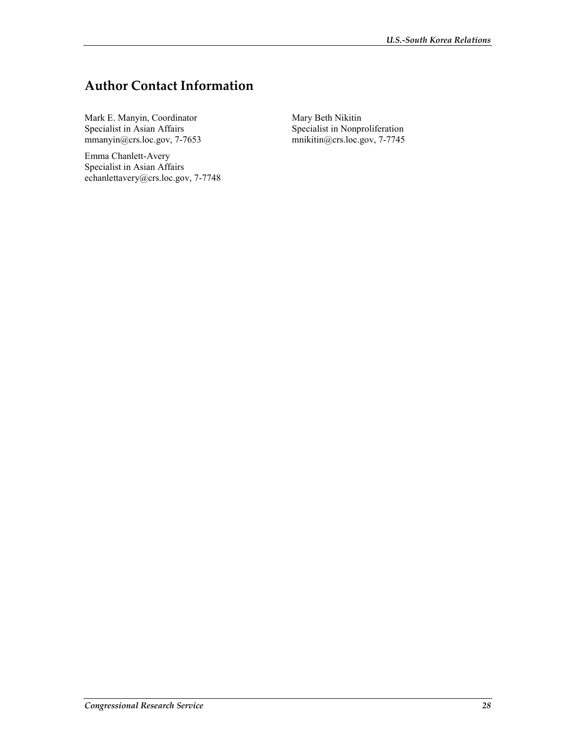## Author Contact Information

Mark E. Manyin, Coordinator
Specialist in Asian Affairs
mmanyin@crs.loc.gov, 7-7653

Emma Chanlett-Avery
Specialist in Asian Affairs
echanlettavery@crs.loc.gov, 7-7748

Mary Beth Nikitin
Specialist in Nonproliferation
mnikitin@crs.loc.gov, 7-7745